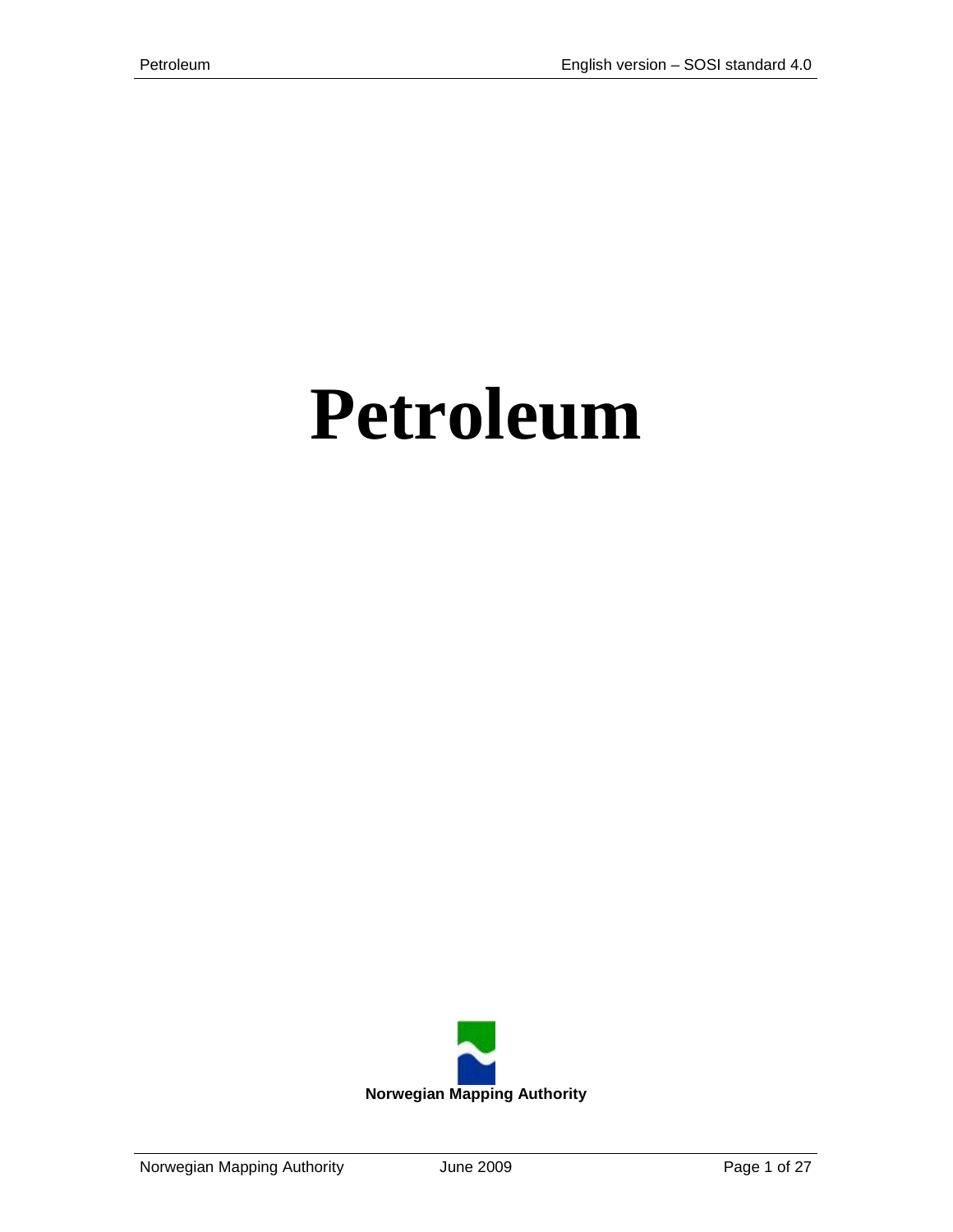# Petroleum

**Norwegian Mapping Authority**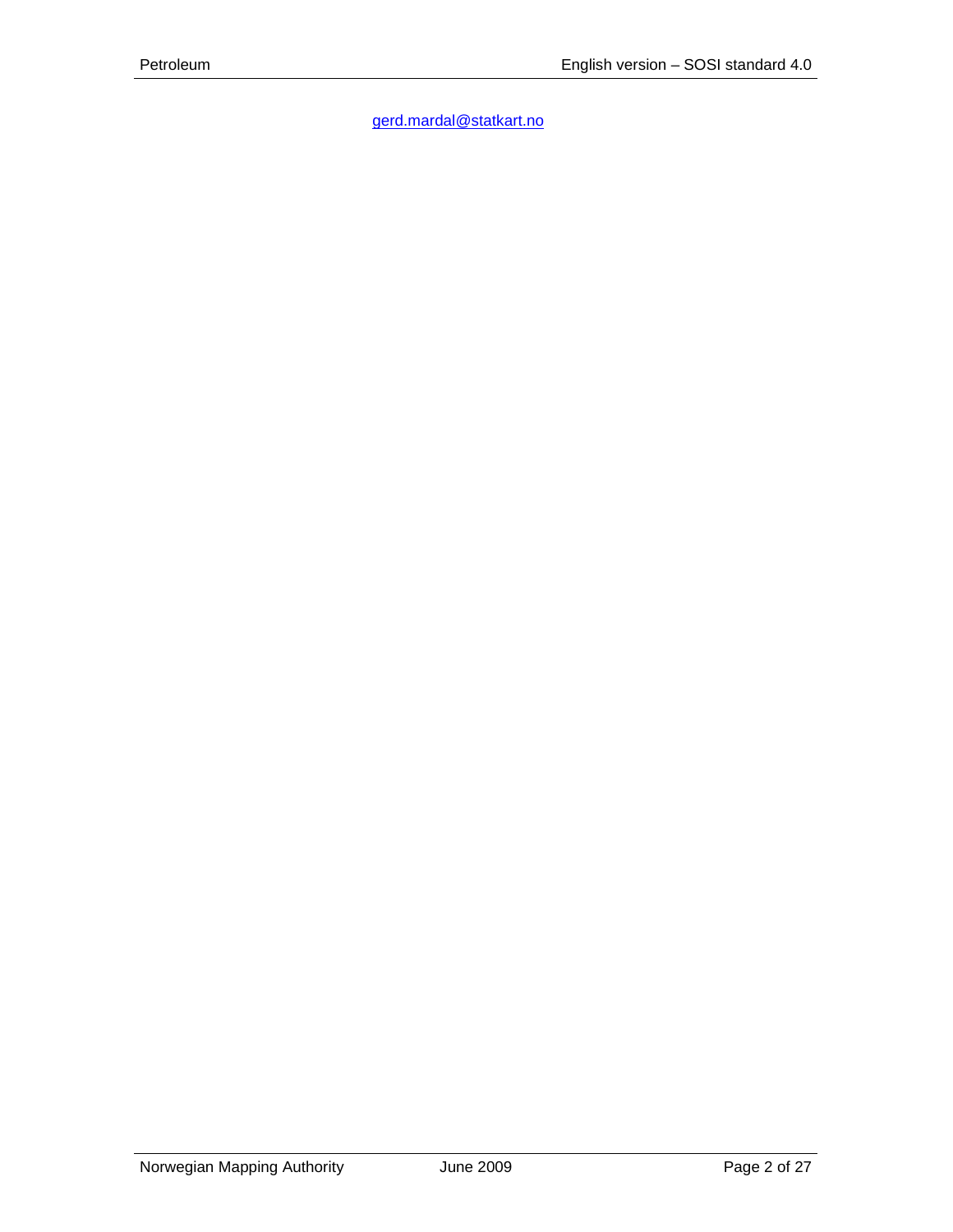gerd.mardal@statkart.no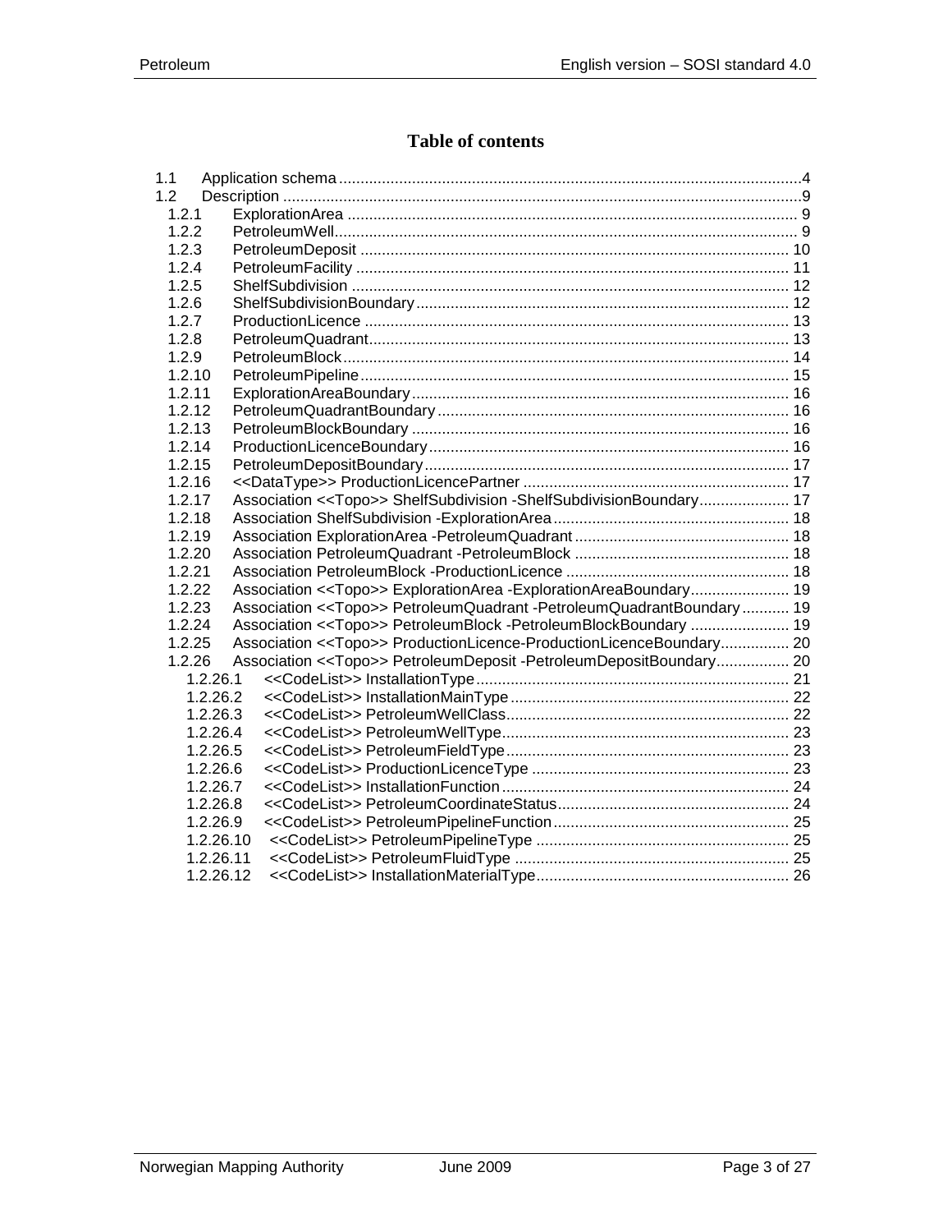# Table of contents

- 1.1 Application schema ....................................................................4
- 1.2 Description ....................................................................9
  - 1.2.1 ExplorationArea .................................................................... 9
  - 1.2.2 PetroleumWell.................................................................... 9
  - 1.2.3 PetroleumDeposit .................................................................... 10
  - 1.2.4 PetroleumFacility .................................................................... 11
  - 1.2.5 ShelfSubdivision .................................................................... 12
  - 1.2.6 ShelfSubdivisionBoundary.................................................................... 12
  - 1.2.7 ProductionLicence .................................................................... 13
  - 1.2.8 PetroleumQuadrant.................................................................... 13
  - 1.2.9 PetroleumBlock.................................................................... 14
  - 1.2.10 PetroleumPipeline.................................................................... 15
  - 1.2.11 ExplorationAreaBoundary.................................................................... 16
  - 1.2.12 PetroleumQuadrantBoundary .................................................................... 16
  - 1.2.13 PetroleumBlockBoundary .................................................................... 16
  - 1.2.14 ProductionLicenceBoundary.................................................................... 16
  - 1.2.15 PetroleumDepositBoundary.................................................................... 17
  - 1.2.16 <<DataType>> ProductionLicencePartner .................................................................... 17
  - 1.2.17 Association <<Topo>> ShelfSubdivision -ShelfSubdivisionBoundary..................... 17
  - 1.2.18 Association ShelfSubdivision -ExplorationArea.................................................................... 18
  - 1.2.19 Association ExplorationArea -PetroleumQuadrant.................................................................... 18
  - 1.2.20 Association PetroleumQuadrant -PetroleumBlock .................................................................... 18
  - 1.2.21 Association PetroleumBlock -ProductionLicence .................................................................... 18
  - 1.2.22 Association <<Topo>> ExplorationArea -ExplorationAreaBoundary....................... 19
  - 1.2.23 Association <<Topo>> PetroleumQuadrant -PetroleumQuadrantBoundary ........... 19
  - 1.2.24 Association <<Topo>> PetroleumBlock -PetroleumBlockBoundary ....................... 19
  - 1.2.25 Association <<Topo>> ProductionLicence-ProductionLicenceBoundary................ 20
  - 1.2.26 Association <<Topo>> PetroleumDeposit -PetroleumDepositBoundary................. 20
    - 1.2.26.1 <<CodeList>> InstallationType.................................................................... 21
    - 1.2.26.2 <<CodeList>> InstallationMainType.................................................................... 22
    - 1.2.26.3 <<CodeList>> PetroleumWellClass.................................................................... 22
    - 1.2.26.4 <<CodeList>> PetroleumWellType.................................................................... 23
    - 1.2.26.5 <<CodeList>> PetroleumFieldType.................................................................... 23
    - 1.2.26.6 <<CodeList>> ProductionLicenceType .................................................................... 23
    - 1.2.26.7 <<CodeList>> InstallationFunction.................................................................... 24
    - 1.2.26.8 <<CodeList>> PetroleumCoordinateStatus.................................................................... 24
    - 1.2.26.9 <<CodeList>> PetroleumPipelineFunction.................................................................... 25
    - 1.2.26.10 <<CodeList>> PetroleumPipelineType .................................................................... 25
    - 1.2.26.11 <<CodeList>> PetroleumFluidType .................................................................... 25
    - 1.2.26.12 <<CodeList>> InstallationMaterialType.................................................................... 26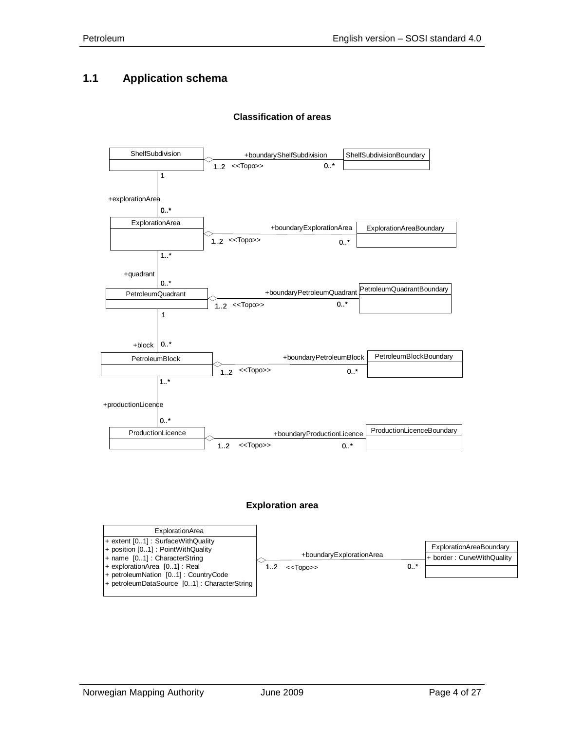## 1.1 Application schema

**Classification of areas**

ShelfSubdivision — +boundaryShelfSubdivision — ShelfSubdivisionBoundary
1..2 <<Topo>> 0..*

1
+explorationArea
0..*

ExplorationArea — +boundaryExplorationArea — ExplorationAreaBoundary
1..2 <<Topo>> 0..*

1..*
+quadrant
0..*

PetroleumQuadrant — +boundaryPetroleumQuadrant — PetroleumQuadrantBoundary
1..2 <<Topo>> 0..*

1
+block
0..*

PetroleumBlock — +boundaryPetroleumBlock — PetroleumBlockBoundary
1..2 <<Topo>> 0..*

1..*
+productionLicence
0..*

ProductionLicence — +boundaryProductionLicence — ProductionLicenceBoundary
1..2 <<Topo>> 0..*

**Exploration area**

ExplorationArea
+ extent [0..1] : SurfaceWithQuality
+ position [0..1] : PointWithQuality
+ name [0..1] : CharacterString
+ explorationArea [0..1] : Real
+ petroleumNation [0..1] : CountryCode
+ petroleumDataSource [0..1] : CharacterString

+boundaryExplorationArea
1..2 <<Topo>> 0..*

ExplorationAreaBoundary
+ border : CurveWithQuality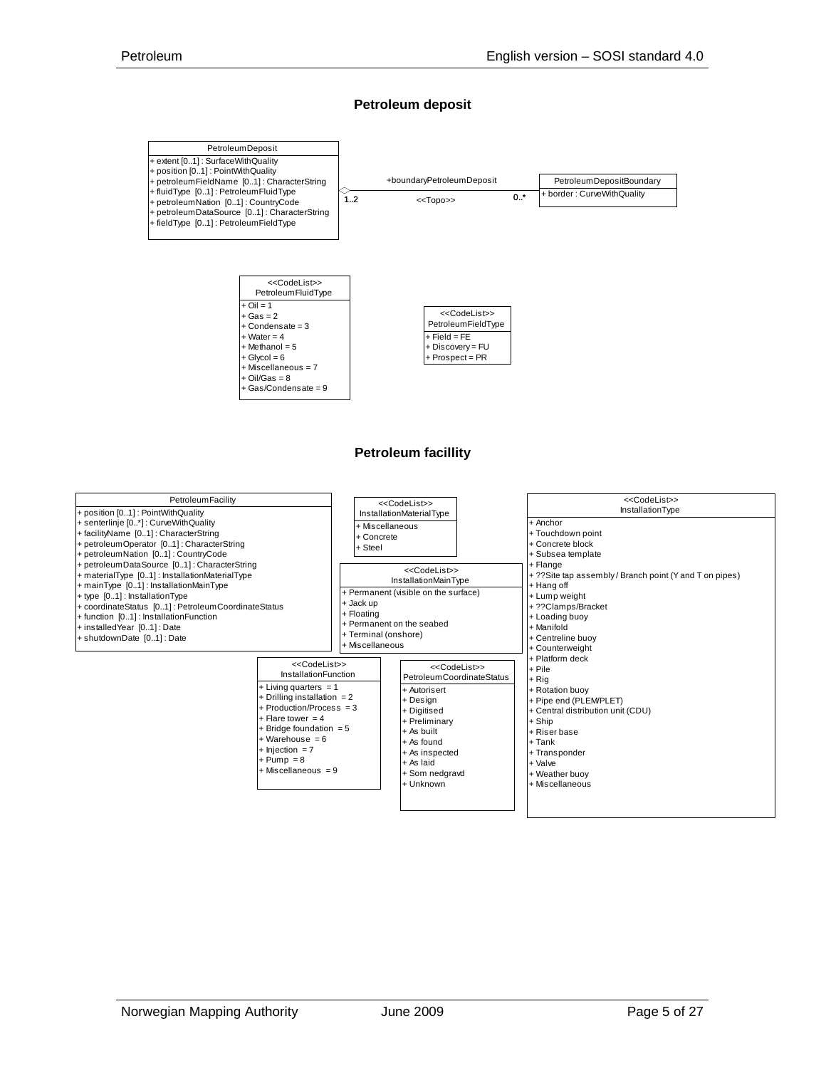## Petroleum deposit

**PetroleumDeposit**

- + extent [0..1] : SurfaceWithQuality
- + position [0..1] : PointWithQuality
- + petroleumFieldName [0..1] : CharacterString
- + fluidType [0..1] : PetroleumFluidType
- + petroleumNation [0..1] : CountryCode
- + petroleumDataSource [0..1] : CharacterString
- + fieldType [0..1] : PetroleumFieldType

+boundaryPetroleumDeposit <<Topo>> (PetroleumDeposit 1..2 — PetroleumDepositBoundary 0..*)

**PetroleumDepositBoundary**

- + border : CurveWithQuality

**<<CodeList>> PetroleumFluidType**

- + Oil = 1
- + Gas = 2
- + Condensate = 3
- + Water = 4
- + Methanol = 5
- + Glycol = 6
- + Miscellaneous = 7
- + Oil/Gas = 8
- + Gas/Condensate = 9

**<<CodeList>> PetroleumFieldType**

- + Field = FE
- + Discovery = FU
- + Prospect = PR

## Petroleum facillity

**PetroleumFacility**

- + position [0..1] : PointWithQuality
- + senterlinje [0..*] : CurveWithQuality
- + facilityName [0..1] : CharacterString
- + petroleumOperator [0..1] : CharacterString
- + petroleumNation [0..1] : CountryCode
- + petroleumDataSource [0..1] : CharacterString
- + materialType [0..1] : InstallationMaterialType
- + mainType [0..1] : InstallationMainType
- + type [0..1] : InstallationType
- + coordinateStatus [0..1] : PetroleumCoordinateStatus
- + function [0..1] : InstallationFunction
- + installedYear [0..1] : Date
- + shutdownDate [0..1] : Date

**<<CodeList>> InstallationMaterialType**

- + Miscellaneous
- + Concrete
- + Steel

**<<CodeList>> InstallationMainType**

- + Permanent (visible on the surface)
- + Jack up
- + Floating
- + Permanent on the seabed
- + Terminal (onshore)
- + Miscellaneous

**<<CodeList>> InstallationType**

- + Anchor
- + Touchdown point
- + Concrete block
- + Subsea template
- + Flange
- + ??Site tap assembly / Branch point (Y and T on pipes)
- + Hang off
- + Lump weight
- + ??Clamps/Bracket
- + Loading buoy
- + Manifold
- + Centreline buoy
- + Counterweight
- + Platform deck
- + Pile
- + Rig
- + Rotation buoy
- + Pipe end (PLEM/PLET)
- + Central distribution unit (CDU)
- + Ship
- + Riser base
- + Tank
- + Transponder
- + Valve
- + Weather buoy
- + Miscellaneous

**<<CodeList>> InstallationFunction**

- + Living quarters = 1
- + Drilling installation = 2
- + Production/Process = 3
- + Flare tower = 4
- + Bridge foundation = 5
- + Warehouse = 6
- + Injection = 7
- + Pump = 8
- + Miscellaneous = 9

**<<CodeList>> PetroleumCoordinateStatus**

- + Autorisert
- + Design
- + Digitised
- + Preliminary
- + As built
- + As found
- + As inspected
- + As laid
- + Som nedgravd
- + Unknown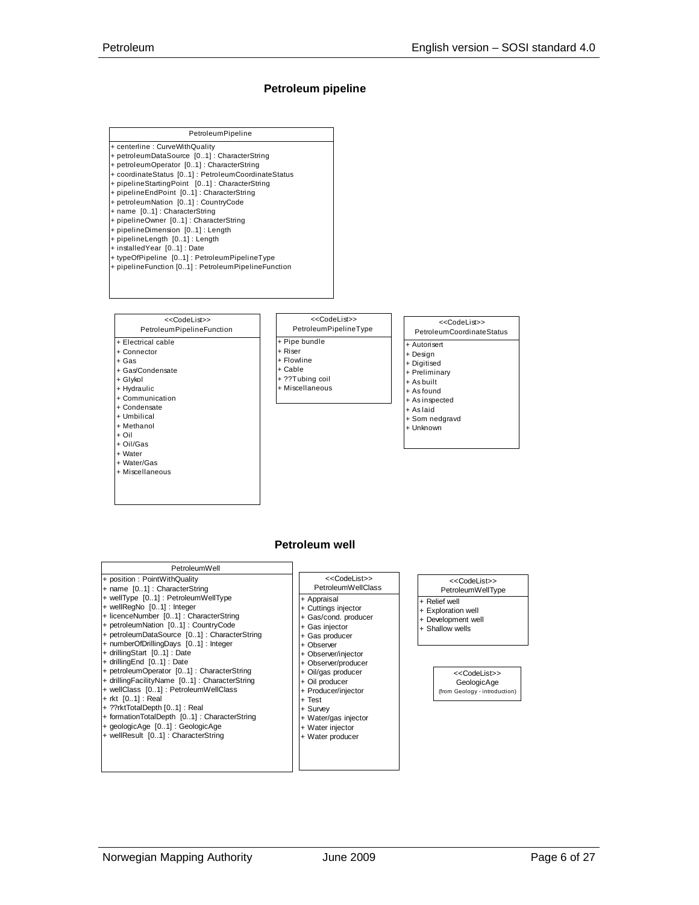## Petroleum pipeline

**PetroleumPipeline**

- \+ centerline : CurveWithQuality
- \+ petroleumDataSource [0..1] : CharacterString
- \+ petroleumOperator [0..1] : CharacterString
- \+ coordinateStatus [0..1] : PetroleumCoordinateStatus
- \+ pipelineStartingPoint [0..1] : CharacterString
- \+ pipelineEndPoint [0..1] : CharacterString
- \+ petroleumNation [0..1] : CountryCode
- \+ name [0..1] : CharacterString
- \+ pipelineOwner [0..1] : CharacterString
- \+ pipelineDimension [0..1] : Length
- \+ pipelineLength [0..1] : Length
- \+ installedYear [0..1] : Date
- \+ typeOfPipeline [0..1] : PetroleumPipelineType
- \+ pipelineFunction [0..1] : PetroleumPipelineFunction

**<<CodeList>> PetroleumPipelineFunction**

- \+ Electrical cable
- \+ Connector
- \+ Gas
- \+ Gas/Condensate
- \+ Glykol
- \+ Hydraulic
- \+ Communication
- \+ Condensate
- \+ Umbilical
- \+ Methanol
- \+ Oil
- \+ Oil/Gas
- \+ Water
- \+ Water/Gas
- \+ Miscellaneous

**<<CodeList>> PetroleumPipelineType**

- \+ Pipe bundle
- \+ Riser
- \+ Flowline
- \+ Cable
- \+ ??Tubing coil
- \+ Miscellaneous

**<<CodeList>> PetroleumCoordinateStatus**

- \+ Autorisert
- \+ Design
- \+ Digitised
- \+ Preliminary
- \+ As built
- \+ As found
- \+ As inspected
- \+ As laid
- \+ Som nedgravd
- \+ Unknown

## Petroleum well

**PetroleumWell**

- \+ position : PointWithQuality
- \+ name [0..1] : CharacterString
- \+ wellType [0..1] : PetroleumWellType
- \+ wellRegNo [0..1] : Integer
- \+ licenceNumber [0..1] : CharacterString
- \+ petroleumNation [0..1] : CountryCode
- \+ petroleumDataSource [0..1] : CharacterString
- \+ numberOfDrillingDays [0..1] : Integer
- \+ drillingStart [0..1] : Date
- \+ drillingEnd [0..1] : Date
- \+ petroleumOperator [0..1] : CharacterString
- \+ drillingFacilityName [0..1] : CharacterString
- \+ wellClass [0..1] : PetroleumWellClass
- \+ rkt [0..1] : Real
- \+ ??rktTotalDepth [0..1] : Real
- \+ formationTotalDepth [0..1] : CharacterString
- \+ geologicAge [0..1] : GeologicAge
- \+ wellResult [0..1] : CharacterString

**<<CodeList>> PetroleumWellClass**

- \+ Appraisal
- \+ Cuttings injector
- \+ Gas/cond. producer
- \+ Gas injector
- \+ Gas producer
- \+ Observer
- \+ Observer/injector
- \+ Observer/producer
- \+ Oil/gas producer
- \+ Oil producer
- \+ Producer/injector
- \+ Test
- \+ Survey
- \+ Water/gas injector
- \+ Water injector
- \+ Water producer

**<<CodeList>> PetroleumWellType**

- \+ Relief well
- \+ Exploration well
- \+ Development well
- \+ Shallow wells

**<<CodeList>> GeologicAge**
(from Geology - introduction)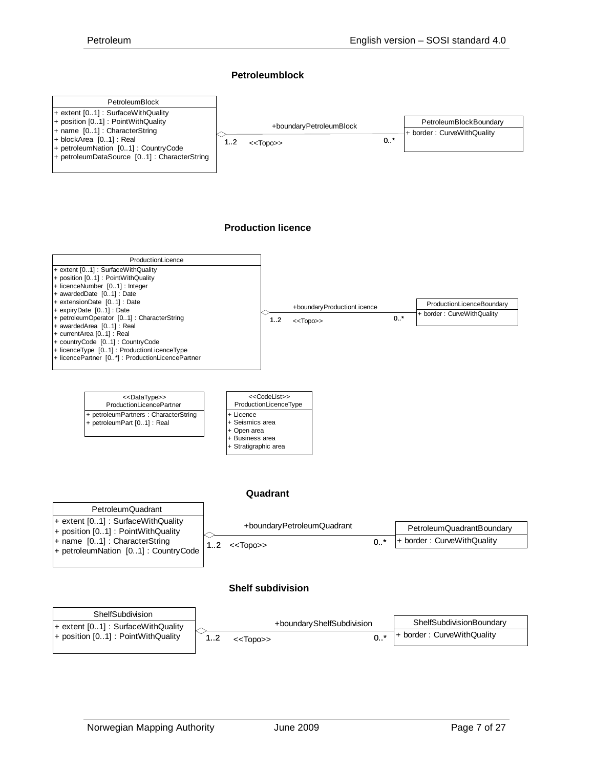## Petroleumblock

**PetroleumBlock**
+ extent [0..1] : SurfaceWithQuality
+ position [0..1] : PointWithQuality
+ name [0..1] : CharacterString
+ blockArea [0..1] : Real
+ petroleumNation [0..1] : CountryCode
+ petroleumDataSource [0..1] : CharacterString

+boundaryPetroleumBlock — 1..2 <<Topo>> 0..*

**PetroleumBlockBoundary**
+ border : CurveWithQuality

## Production licence

**ProductionLicence**
+ extent [0..1] : SurfaceWithQuality
+ position [0..1] : PointWithQuality
+ licenceNumber [0..1] : Integer
+ awardedDate [0..1] : Date
+ extensionDate [0..1] : Date
+ expiryDate [0..1] : Date
+ petroleumOperator [0..1] : CharacterString
+ awardedArea [0..1] : Real
+ currentArea [0..1] : Real
+ countryCode [0..1] : CountryCode
+ licenceType [0..1] : ProductionLicenceType
+ licencePartner [0..*] : ProductionLicencePartner

+boundaryProductionLicence — 1..2 <<Topo>> 0..*

**ProductionLicenceBoundary**
+ border : CurveWithQuality

**<<DataType>> ProductionLicencePartner**
+ petroleumPartners : CharacterString
+ petroleumPart [0..1] : Real

**<<CodeList>> ProductionLicenceType**
+ Licence
+ Seismics area
+ Open area
+ Business area
+ Stratigraphic area

## Quadrant

**PetroleumQuadrant**
+ extent [0..1] : SurfaceWithQuality
+ position [0..1] : PointWithQuality
+ name [0..1] : CharacterString
+ petroleumNation [0..1] : CountryCode

+boundaryPetroleumQuadrant — 1..2 <<Topo>> 0..*

**PetroleumQuadrantBoundary**
+ border : CurveWithQuality

## Shelf subdivision

**ShelfSubdivision**
+ extent [0..1] : SurfaceWithQuality
+ position [0..1] : PointWithQuality

+boundaryShelfSubdivision — 1..2 <<Topo>> 0..*

**ShelfSubdivisionBoundary**
+ border : CurveWithQuality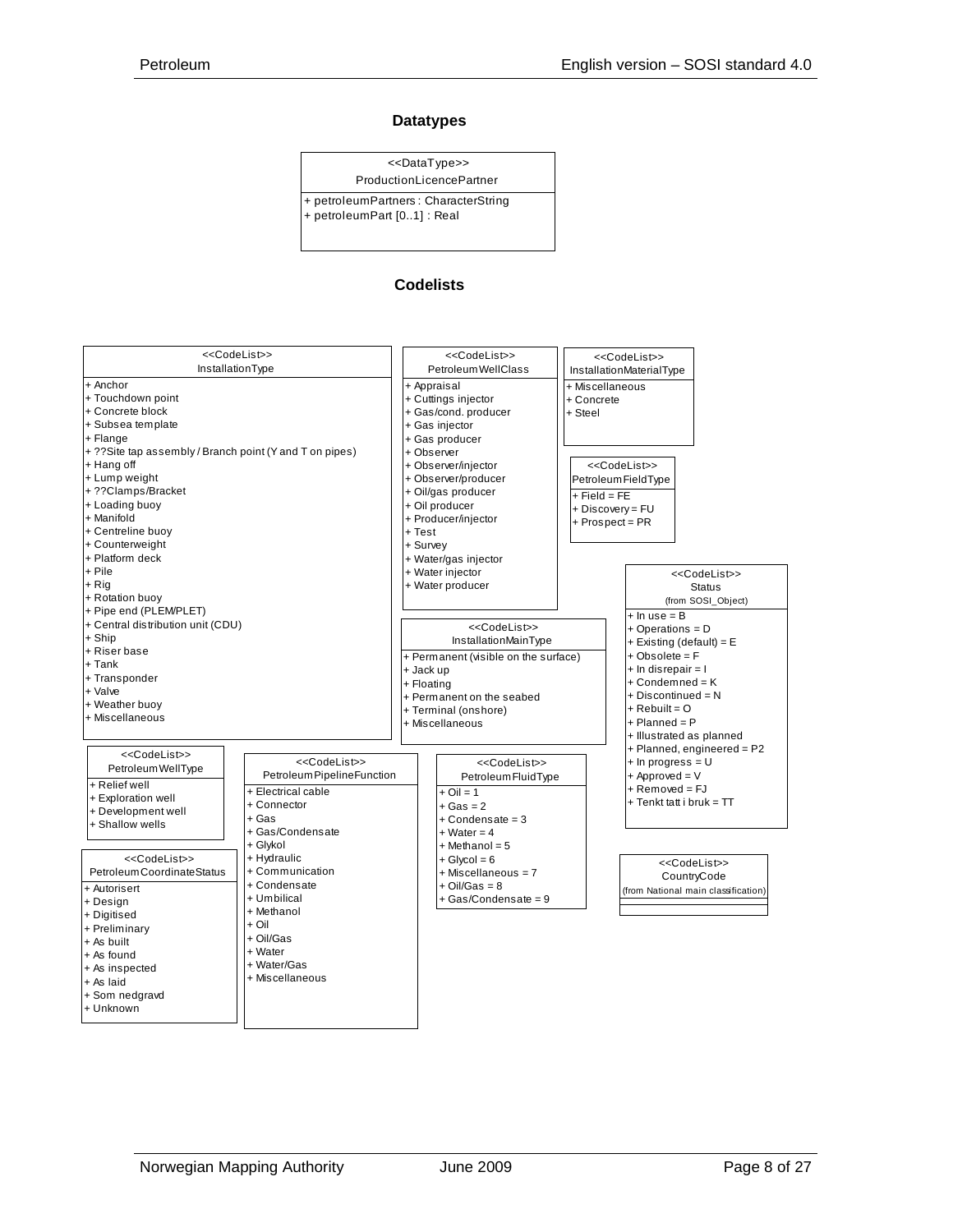## Datatypes

**<<DataType>>**
**ProductionLicencePartner**

- + petroleumPartners : CharacterString
- + petroleumPart [0..1] : Real

## Codelists

**<<CodeList>>**
**InstallationType**

- + Anchor
- + Touchdown point
- + Concrete block
- + Subsea template
- + Flange
- + ??Site tap assembly / Branch point (Y and T on pipes)
- + Hang off
- + Lump weight
- + ??Clamps/Bracket
- + Loading buoy
- + Manifold
- + Centreline buoy
- + Counterweight
- + Platform deck
- + Pile
- + Rig
- + Rotation buoy
- + Pipe end (PLEM/PLET)
- + Central distribution unit (CDU)
- + Ship
- + Riser base
- + Tank
- + Transponder
- + Valve
- + Weather buoy
- + Miscellaneous

**<<CodeList>>**
**PetroleumWellClass**

- + Appraisal
- + Cuttings injector
- + Gas/cond. producer
- + Gas injector
- + Gas producer
- + Observer
- + Observer/injector
- + Observer/producer
- + Oil/gas producer
- + Oil producer
- + Producer/injector
- + Test
- + Survey
- + Water/gas injector
- + Water injector
- + Water producer

**<<CodeList>>**
**InstallationMaterialType**

- + Miscellaneous
- + Concrete
- + Steel

**<<CodeList>>**
**PetroleumFieldType**

- + Field = FE
- + Discovery = FU
- + Prospect = PR

**<<CodeList>>**
**Status**
(from SOSI_Object)

- + In use = B
- + Operations = D
- + Existing (default) = E
- + Obsolete = F
- + In disrepair = I
- + Condemned = K
- + Discontinued = N
- + Rebuilt = O
- + Planned = P
- + Illustrated as planned
- + Planned, engineered = P2
- + In progress = U
- + Approved = V
- + Removed = FJ
- + Tenkt tatt i bruk = TT

**<<CodeList>>**
**InstallationMainType**

- + Permanent (visible on the surface)
- + Jack up
- + Floating
- + Permanent on the seabed
- + Terminal (onshore)
- + Miscellaneous

**<<CodeList>>**
**PetroleumWellType**

- + Relief well
- + Exploration well
- + Development well
- + Shallow wells

**<<CodeList>>**
**PetroleumPipelineFunction**

- + Electrical cable
- + Connector
- + Gas
- + Gas/Condensate
- + Glykol
- + Hydraulic
- + Communication
- + Condensate
- + Umbilical
- + Methanol
- + Oil
- + Oil/Gas
- + Water
- + Water/Gas
- + Miscellaneous

**<<CodeList>>**
**PetroleumFluidType**

- + Oil = 1
- + Gas = 2
- + Condensate = 3
- + Water = 4
- + Methanol = 5
- + Glycol = 6
- + Miscellaneous = 7
- + Oil/Gas = 8
- + Gas/Condensate = 9

**<<CodeList>>**
**PetroleumCoordinateStatus**

- + Autorisert
- + Design
- + Digitised
- + Preliminary
- + As built
- + As found
- + As inspected
- + As laid
- + Som nedgravd
- + Unknown

**<<CodeList>>**
**CountryCode**
(from National main classification)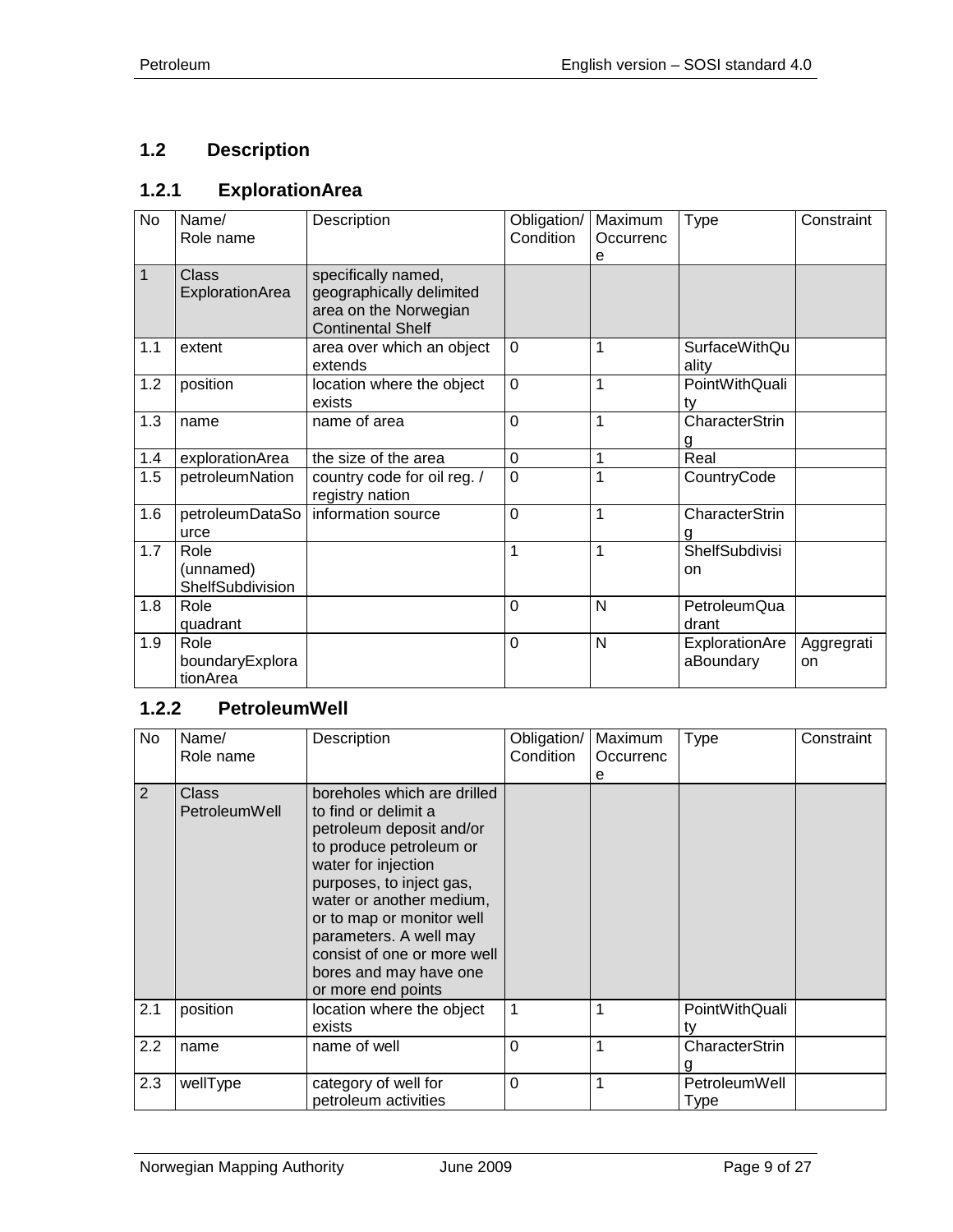## 1.2 Description

### 1.2.1 ExplorationArea

| No | Name/<br>Role name | Description | Obligation/<br>Condition | Maximum<br>Occurrence | Type | Constraint |
|---|---|---|---|---|---|---|
| 1 | Class<br>ExplorationArea | specifically named, geographically delimited area on the Norwegian Continental Shelf | | | | |
| 1.1 | extent | area over which an object extends | 0 | 1 | SurfaceWithQuality | |
| 1.2 | position | location where the object exists | 0 | 1 | PointWithQuality | |
| 1.3 | name | name of area | 0 | 1 | CharacterString | |
| 1.4 | explorationArea | the size of the area | 0 | 1 | Real | |
| 1.5 | petroleumNation | country code for oil reg. / registry nation | 0 | 1 | CountryCode | |
| 1.6 | petroleumDataSource | information source | 0 | 1 | CharacterString | |
| 1.7 | Role<br>(unnamed)<br>ShelfSubdivision | | 1 | 1 | ShelfSubdivision | |
| 1.8 | Role<br>quadrant | | 0 | N | PetroleumQuadrant | |
| 1.9 | Role<br>boundaryExplorationArea | | 0 | N | ExplorationAreaBoundary | Aggregration |

### 1.2.2 PetroleumWell

| No | Name/<br>Role name | Description | Obligation/<br>Condition | Maximum<br>Occurrence | Type | Constraint |
|---|---|---|---|---|---|---|
| 2 | Class<br>PetroleumWell | boreholes which are drilled to find or delimit a petroleum deposit and/or to produce petroleum or water for injection purposes, to inject gas, water or another medium, or to map or monitor well parameters. A well may consist of one or more well bores and may have one or more end points | | | | |
| 2.1 | position | location where the object exists | 1 | 1 | PointWithQuality | |
| 2.2 | name | name of well | 0 | 1 | CharacterString | |
| 2.3 | wellType | category of well for petroleum activities | 0 | 1 | PetroleumWellType | |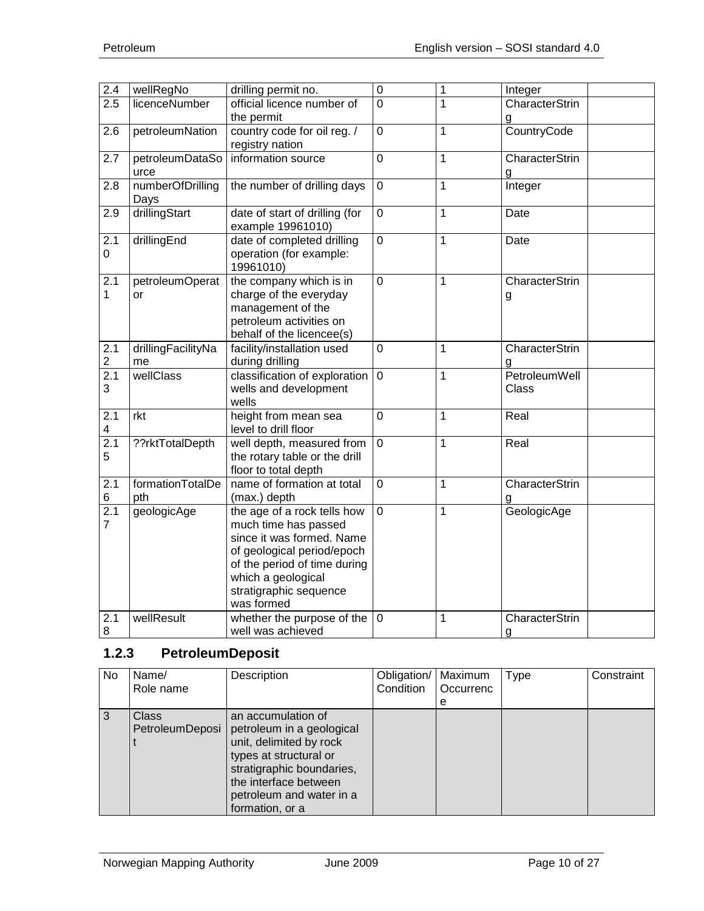| | | | | | | |
|---|---|---|---|---|---|---|
| 2.4 | wellRegNo | drilling permit no. | 0 | 1 | Integer | |
| 2.5 | licenceNumber | official licence number of the permit | 0 | 1 | CharacterString | |
| 2.6 | petroleumNation | country code for oil reg. / registry nation | 0 | 1 | CountryCode | |
| 2.7 | petroleumDataSource | information source | 0 | 1 | CharacterString | |
| 2.8 | numberOfDrillingDays | the number of drilling days | 0 | 1 | Integer | |
| 2.9 | drillingStart | date of start of drilling (for example 19961010) | 0 | 1 | Date | |
| 2.10 | drillingEnd | date of completed drilling operation (for example: 19961010) | 0 | 1 | Date | |
| 2.11 | petroleumOperator | the company which is in charge of the everyday management of the petroleum activities on behalf of the licencee(s) | 0 | 1 | CharacterString | |
| 2.12 | drillingFacilityName | facility/installation used during drilling | 0 | 1 | CharacterString | |
| 2.13 | wellClass | classification of exploration wells and development wells | 0 | 1 | PetroleumWellClass | |
| 2.14 | rkt | height from mean sea level to drill floor | 0 | 1 | Real | |
| 2.15 | ??rktTotalDepth | well depth, measured from the rotary table or the drill floor to total depth | 0 | 1 | Real | |
| 2.16 | formationTotalDepth | name of formation at total (max.) depth | 0 | 1 | CharacterString | |
| 2.17 | geologicAge | the age of a rock tells how much time has passed since it was formed. Name of geological period/epoch of the period of time during which a geological stratigraphic sequence was formed | 0 | 1 | GeologicAge | |
| 2.18 | wellResult | whether the purpose of the well was achieved | 0 | 1 | CharacterString | |

### 1.2.3 PetroleumDeposit

| No | Name/ Role name | Description | Obligation/ Condition | Maximum Occurrence | Type | Constraint |
|---|---|---|---|---|---|---|
| 3 | Class PetroleumDeposit | an accumulation of petroleum in a geological unit, delimited by rock types at structural or stratigraphic boundaries, the interface between petroleum and water in a formation, or a | | | | |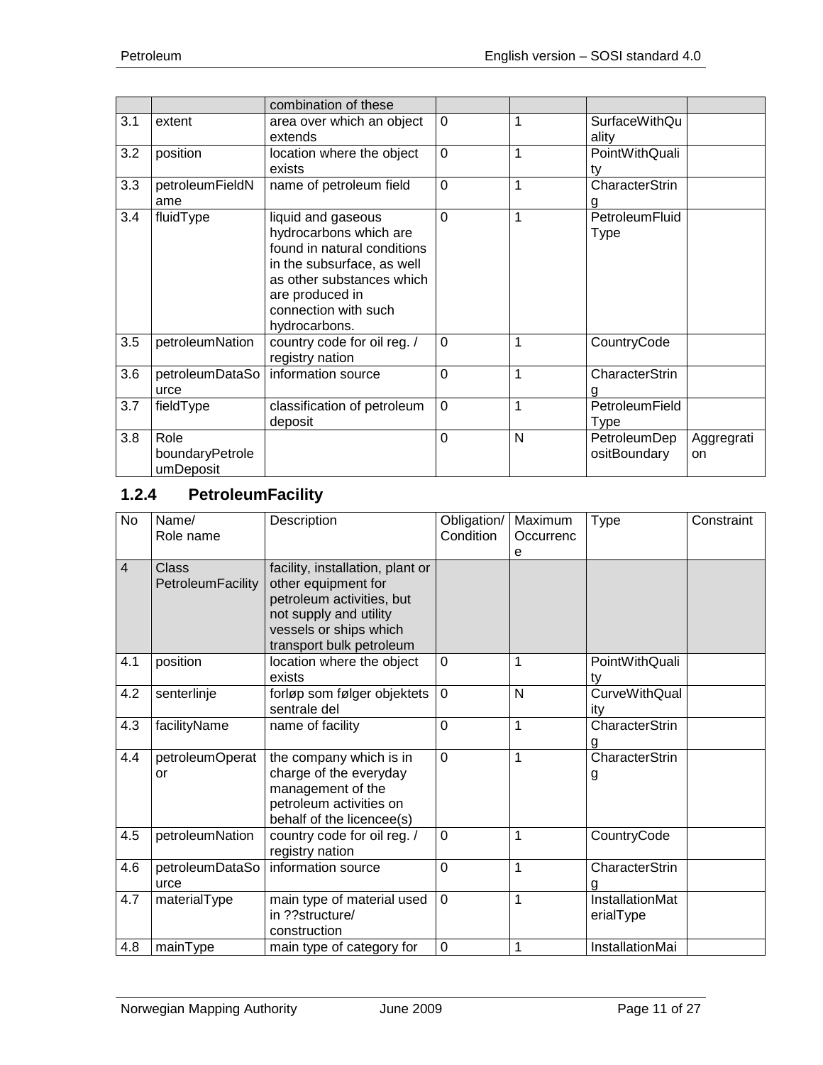|  |  | combination of these |  |  |  |  |
|---|---|---|---|---|---|---|
| 3.1 | extent | area over which an object extends | 0 | 1 | SurfaceWithQuality |  |
| 3.2 | position | location where the object exists | 0 | 1 | PointWithQuality |  |
| 3.3 | petroleumFieldName | name of petroleum field | 0 | 1 | CharacterString |  |
| 3.4 | fluidType | liquid and gaseous hydrocarbons which are found in natural conditions in the subsurface, as well as other substances which are produced in connection with such hydrocarbons. | 0 | 1 | PetroleumFluidType |  |
| 3.5 | petroleumNation | country code for oil reg. / registry nation | 0 | 1 | CountryCode |  |
| 3.6 | petroleumDataSource | information source | 0 | 1 | CharacterString |  |
| 3.7 | fieldType | classification of petroleum deposit | 0 | 1 | PetroleumFieldType |  |
| 3.8 | Role boundaryPetroleumDeposit |  | 0 | N | PetroleumDepositBoundary | Aggregation |

### 1.2.4 PetroleumFacility

| No | Name/ Role name | Description | Obligation/ Condition | Maximum Occurrence | Type | Constraint |
|---|---|---|---|---|---|---|
| 4 | Class PetroleumFacility | facility, installation, plant or other equipment for petroleum activities, but not supply and utility vessels or ships which transport bulk petroleum |  |  |  |  |
| 4.1 | position | location where the object exists | 0 | 1 | PointWithQuality |  |
| 4.2 | senterlinje | forløp som følger objektets sentrale del | 0 | N | CurveWithQuality |  |
| 4.3 | facilityName | name of facility | 0 | 1 | CharacterString |  |
| 4.4 | petroleumOperator | the company which is in charge of the everyday management of the petroleum activities on behalf of the licencee(s) | 0 | 1 | CharacterString |  |
| 4.5 | petroleumNation | country code for oil reg. / registry nation | 0 | 1 | CountryCode |  |
| 4.6 | petroleumDataSource | information source | 0 | 1 | CharacterString |  |
| 4.7 | materialType | main type of material used in ??structure/ construction | 0 | 1 | InstallationMaterialType |  |
| 4.8 | mainType | main type of category for | 0 | 1 | InstallationMai |  |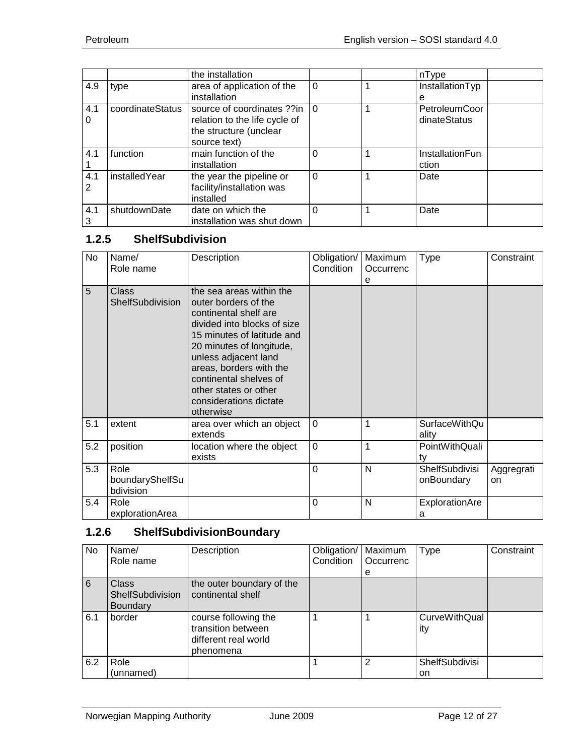|  |  | the installation |  |  | nType |  |
| --- | --- | --- | --- | --- | --- | --- |
| 4.9 | type | area of application of the installation | 0 | 1 | InstallationType |  |
| 4.10 | coordinateStatus | source of coordinates ??in relation to the life cycle of the structure (unclear source text) | 0 | 1 | PetroleumCoordinateStatus |  |
| 4.11 | function | main function of the installation | 0 | 1 | InstallationFunction |  |
| 4.12 | installedYear | the year the pipeline or facility/installation was installed | 0 | 1 | Date |  |
| 4.13 | shutdownDate | date on which the installation was shut down | 0 | 1 | Date |  |

### 1.2.5 ShelfSubdivision

| No | Name/ Role name | Description | Obligation/ Condition | Maximum Occurrence | Type | Constraint |
| --- | --- | --- | --- | --- | --- | --- |
| 5 | Class ShelfSubdivision | the sea areas within the outer borders of the continental shelf are divided into blocks of size 15 minutes of latitude and 20 minutes of longitude, unless adjacent land areas, borders with the continental shelves of other states or other considerations dictate otherwise |  |  |  |  |
| 5.1 | extent | area over which an object extends | 0 | 1 | SurfaceWithQuality |  |
| 5.2 | position | location where the object exists | 0 | 1 | PointWithQuality |  |
| 5.3 | Role boundaryShelfSubdivision |  | 0 | N | ShelfSubdivisionBoundary | Aggregration |
| 5.4 | Role explorationArea |  | 0 | N | ExplorationArea |  |

### 1.2.6 ShelfSubdivisionBoundary

| No | Name/ Role name | Description | Obligation/ Condition | Maximum Occurrence | Type | Constraint |
| --- | --- | --- | --- | --- | --- | --- |
| 6 | Class ShelfSubdivision Boundary | the outer boundary of the continental shelf |  |  |  |  |
| 6.1 | border | course following the transition between different real world phenomena | 1 | 1 | CurveWithQuality |  |
| 6.2 | Role (unnamed) |  | 1 | 2 | ShelfSubdivision |  |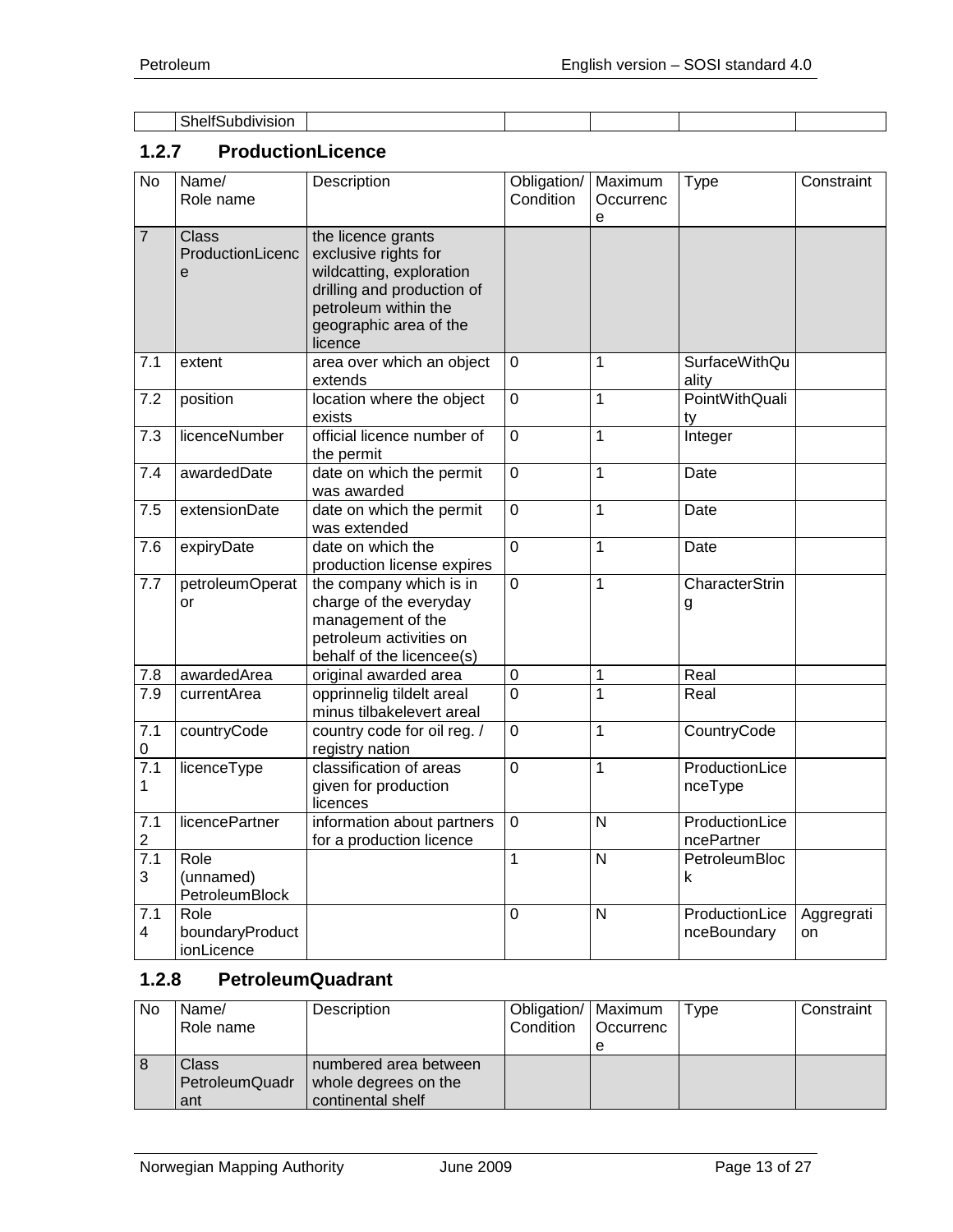| | ShelfSubdivision | | | | | |
|---|---|---|---|---|---|---|

### 1.2.7 ProductionLicence

| No | Name/<br>Role name | Description | Obligation/<br>Condition | Maximum<br>Occurrence | Type | Constraint |
|---|---|---|---|---|---|---|
| 7 | Class ProductionLicence | the licence grants exclusive rights for wildcatting, exploration drilling and production of petroleum within the geographic area of the licence | | | | |
| 7.1 | extent | area over which an object extends | 0 | 1 | SurfaceWithQuality | |
| 7.2 | position | location where the object exists | 0 | 1 | PointWithQuality | |
| 7.3 | licenceNumber | official licence number of the permit | 0 | 1 | Integer | |
| 7.4 | awardedDate | date on which the permit was awarded | 0 | 1 | Date | |
| 7.5 | extensionDate | date on which the permit was extended | 0 | 1 | Date | |
| 7.6 | expiryDate | date on which the production license expires | 0 | 1 | Date | |
| 7.7 | petroleumOperator | the company which is in charge of the everyday management of the petroleum activities on behalf of the licencee(s) | 0 | 1 | CharacterString | |
| 7.8 | awardedArea | original awarded area | 0 | 1 | Real | |
| 7.9 | currentArea | opprinnelig tildelt areal minus tilbakelevert areal | 0 | 1 | Real | |
| 7.10 | countryCode | country code for oil reg. / registry nation | 0 | 1 | CountryCode | |
| 7.11 | licenceType | classification of areas given for production licences | 0 | 1 | ProductionLicenceType | |
| 7.12 | licencePartner | information about partners for a production licence | 0 | N | ProductionLicencePartner | |
| 7.13 | Role (unnamed) PetroleumBlock | | 1 | N | PetroleumBlock | |
| 7.14 | Role boundaryProductionLicence | | 0 | N | ProductionLicenceBoundary | Aggregration |

### 1.2.8 PetroleumQuadrant

| No | Name/<br>Role name | Description | Obligation/<br>Condition | Maximum<br>Occurrence | Type | Constraint |
|---|---|---|---|---|---|---|
| 8 | Class PetroleumQuadrant | numbered area between whole degrees on the continental shelf | | | | |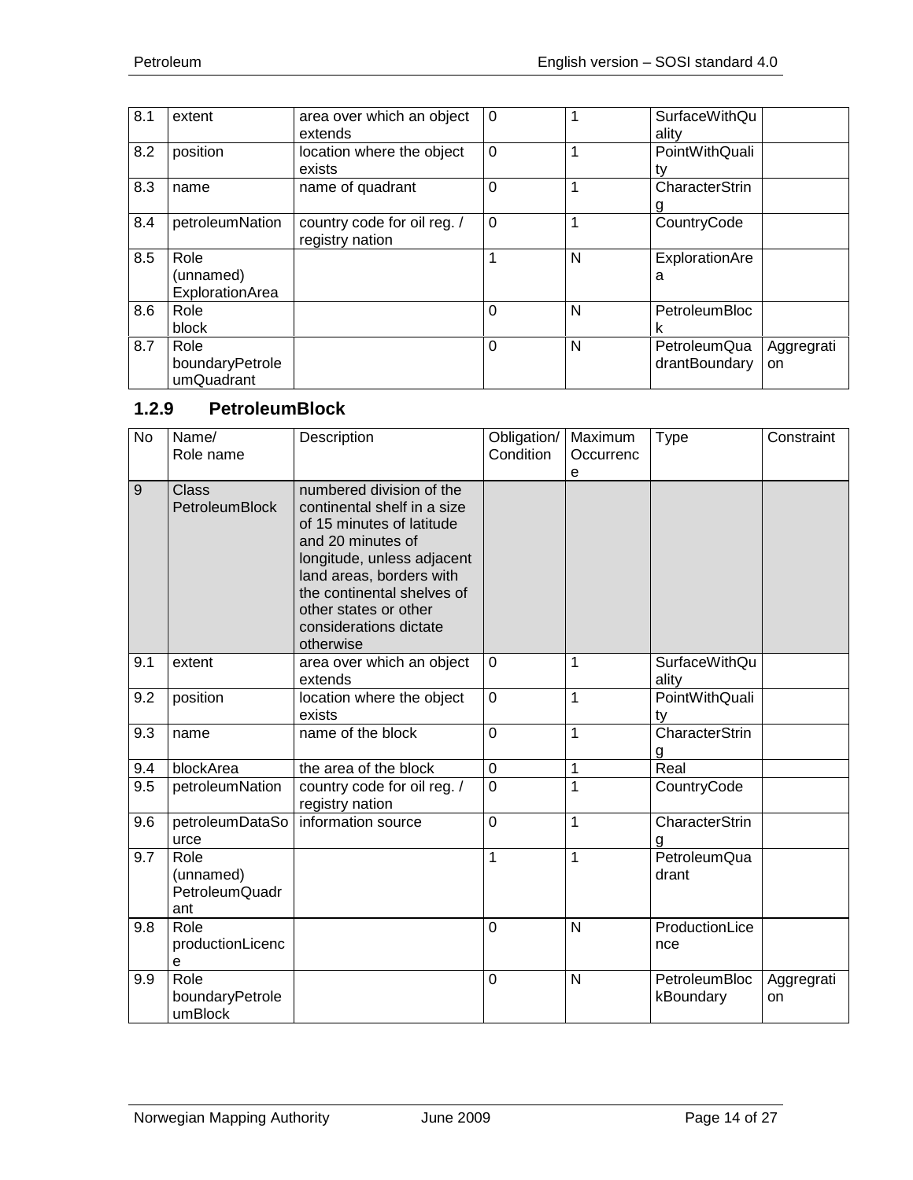| | | | | | | |
|---|---|---|---|---|---|---|
| 8.1 | extent | area over which an object extends | 0 | 1 | SurfaceWithQuality | |
| 8.2 | position | location where the object exists | 0 | 1 | PointWithQuality | |
| 8.3 | name | name of quadrant | 0 | 1 | CharacterString | |
| 8.4 | petroleumNation | country code for oil reg. / registry nation | 0 | 1 | CountryCode | |
| 8.5 | Role (unnamed) ExplorationArea | | 1 | N | ExplorationArea | |
| 8.6 | Role block | | 0 | N | PetroleumBlock | |
| 8.7 | Role boundaryPetroleumQuadrant | | 0 | N | PetroleumQuadrantBoundary | Aggregration |

### 1.2.9 PetroleumBlock

| No | Name/ Role name | Description | Obligation/ Condition | Maximum Occurrence | Type | Constraint |
|---|---|---|---|---|---|---|
| 9 | Class PetroleumBlock | numbered division of the continental shelf in a size of 15 minutes of latitude and 20 minutes of longitude, unless adjacent land areas, borders with the continental shelves of other states or other considerations dictate otherwise | | | | |
| 9.1 | extent | area over which an object extends | 0 | 1 | SurfaceWithQuality | |
| 9.2 | position | location where the object exists | 0 | 1 | PointWithQuality | |
| 9.3 | name | name of the block | 0 | 1 | CharacterString | |
| 9.4 | blockArea | the area of the block | 0 | 1 | Real | |
| 9.5 | petroleumNation | country code for oil reg. / registry nation | 0 | 1 | CountryCode | |
| 9.6 | petroleumDataSource | information source | 0 | 1 | CharacterString | |
| 9.7 | Role (unnamed) PetroleumQuadrant | | 1 | 1 | PetroleumQuadrant | |
| 9.8 | Role productionLicence | | 0 | N | ProductionLicence | |
| 9.9 | Role boundaryPetroleumBlock | | 0 | N | PetroleumBlockBoundary | Aggregration |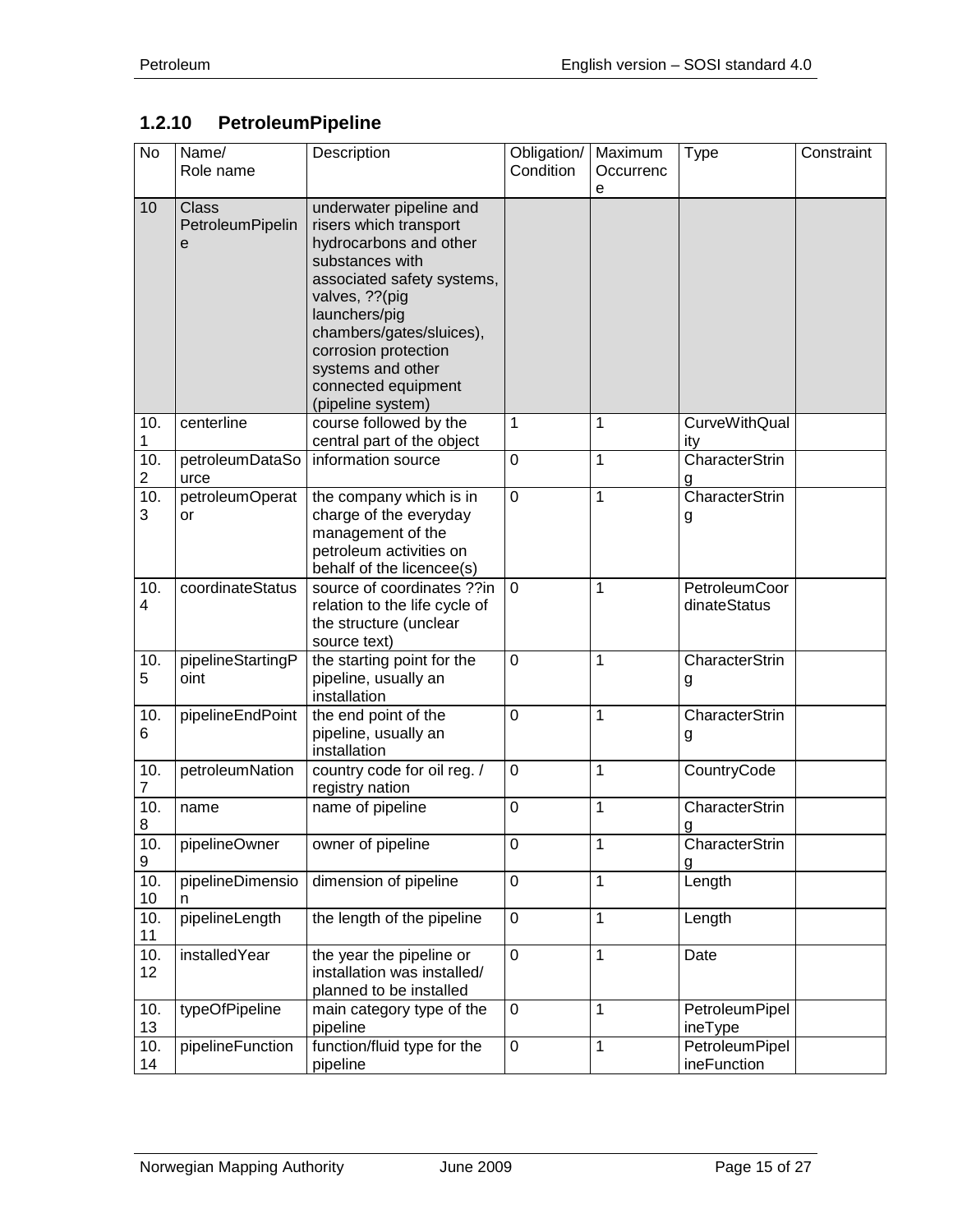### 1.2.10 PetroleumPipeline

| No | Name/ Role name | Description | Obligation/ Condition | Maximum Occurrence | Type | Constraint |
|---|---|---|---|---|---|---|
| 10 | Class PetroleumPipeline | underwater pipeline and risers which transport hydrocarbons and other substances with associated safety systems, valves, ??(pig launchers/pig chambers/gates/sluices), corrosion protection systems and other connected equipment (pipeline system) | | | | |
| 10.1 | centerline | course followed by the central part of the object | 1 | 1 | CurveWithQuality | |
| 10.2 | petroleumDataSource | information source | 0 | 1 | CharacterString | |
| 10.3 | petroleumOperator | the company which is in charge of the everyday management of the petroleum activities on behalf of the licencee(s) | 0 | 1 | CharacterString | |
| 10.4 | coordinateStatus | source of coordinates ??in relation to the life cycle of the structure (unclear source text) | 0 | 1 | PetroleumCoordinateStatus | |
| 10.5 | pipelineStartingPoint | the starting point for the pipeline, usually an installation | 0 | 1 | CharacterString | |
| 10.6 | pipelineEndPoint | the end point of the pipeline, usually an installation | 0 | 1 | CharacterString | |
| 10.7 | petroleumNation | country code for oil reg. / registry nation | 0 | 1 | CountryCode | |
| 10.8 | name | name of pipeline | 0 | 1 | CharacterString | |
| 10.9 | pipelineOwner | owner of pipeline | 0 | 1 | CharacterString | |
| 10.10 | pipelineDimension | dimension of pipeline | 0 | 1 | Length | |
| 10.11 | pipelineLength | the length of the pipeline | 0 | 1 | Length | |
| 10.12 | installedYear | the year the pipeline or installation was installed/ planned to be installed | 0 | 1 | Date | |
| 10.13 | typeOfPipeline | main category type of the pipeline | 0 | 1 | PetroleumPipelineType | |
| 10.14 | pipelineFunction | function/fluid type for the pipeline | 0 | 1 | PetroleumPipelineFunction | |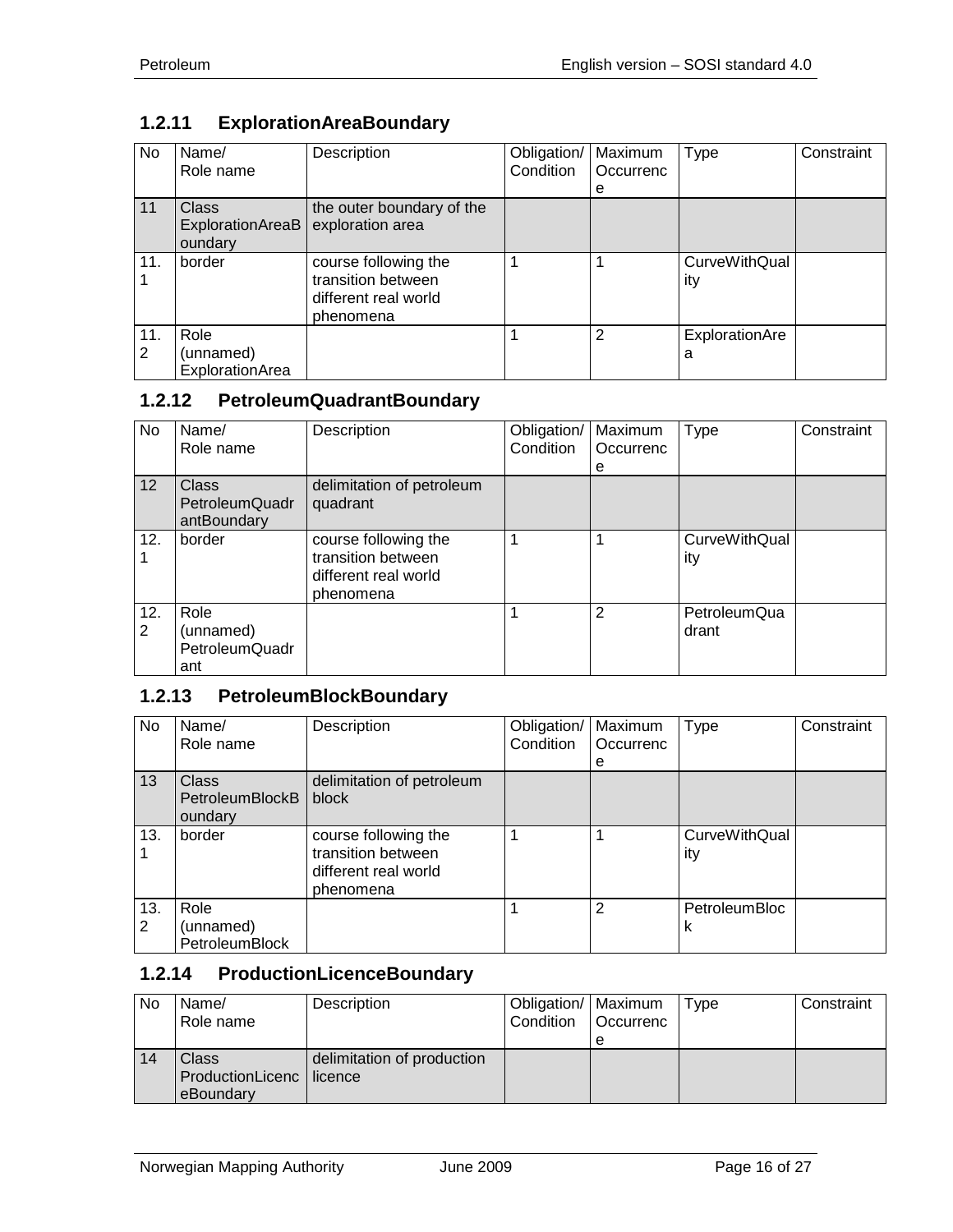### 1.2.11 ExplorationAreaBoundary

| No | Name/<br>Role name | Description | Obligation/<br>Condition | Maximum<br>Occurrence | Type | Constraint |
|---|---|---|---|---|---|---|
| 11 | Class<br>ExplorationAreaBoundary | the outer boundary of the exploration area | | | | |
| 11.1 | border | course following the transition between different real world phenomena | 1 | 1 | CurveWithQuality | |
| 11.2 | Role<br>(unnamed)<br>ExplorationArea | | 1 | 2 | ExplorationArea | |

### 1.2.12 PetroleumQuadrantBoundary

| No | Name/<br>Role name | Description | Obligation/<br>Condition | Maximum<br>Occurrence | Type | Constraint |
|---|---|---|---|---|---|---|
| 12 | Class<br>PetroleumQuadrantBoundary | delimitation of petroleum quadrant | | | | |
| 12.1 | border | course following the transition between different real world phenomena | 1 | 1 | CurveWithQuality | |
| 12.2 | Role<br>(unnamed)<br>PetroleumQuadrant | | 1 | 2 | PetroleumQuadrant | |

### 1.2.13 PetroleumBlockBoundary

| No | Name/<br>Role name | Description | Obligation/<br>Condition | Maximum<br>Occurrence | Type | Constraint |
|---|---|---|---|---|---|---|
| 13 | Class<br>PetroleumBlockBoundary | delimitation of petroleum block | | | | |
| 13.1 | border | course following the transition between different real world phenomena | 1 | 1 | CurveWithQuality | |
| 13.2 | Role<br>(unnamed)<br>PetroleumBlock | | 1 | 2 | PetroleumBlock | |

### 1.2.14 ProductionLicenceBoundary

| No | Name/<br>Role name | Description | Obligation/<br>Condition | Maximum<br>Occurrence | Type | Constraint |
|---|---|---|---|---|---|---|
| 14 | Class<br>ProductionLicenceBoundary | delimitation of production licence | | | | |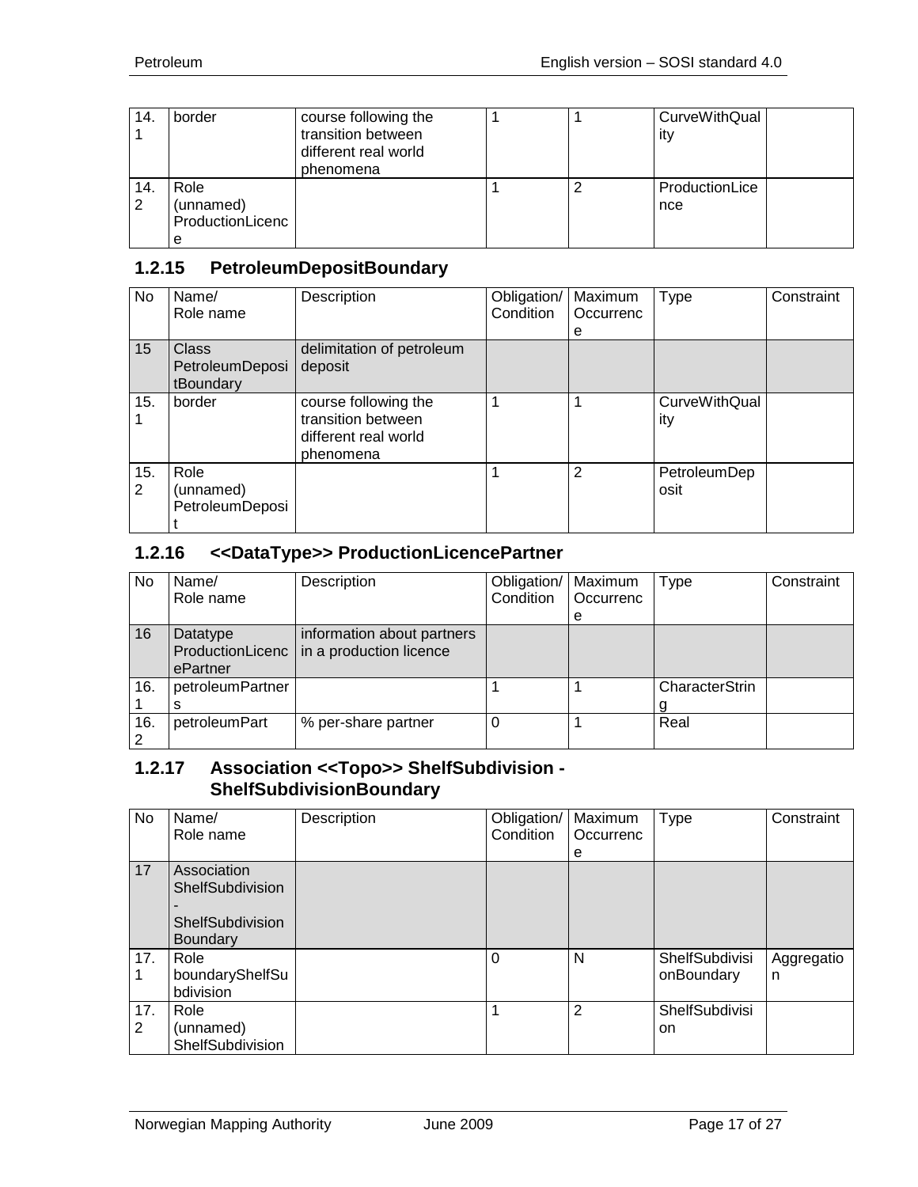| | | | | | | |
|---|---|---|---|---|---|---|
| 14.1 | border | course following the transition between different real world phenomena | 1 | 1 | CurveWithQuality | |
| 14.2 | Role (unnamed) ProductionLicence | | 1 | 2 | ProductionLicence | |

### 1.2.15 PetroleumDepositBoundary

| No | Name/ Role name | Description | Obligation/ Condition | Maximum Occurrence | Type | Constraint |
|---|---|---|---|---|---|---|
| 15 | Class PetroleumDepositBoundary | delimitation of petroleum deposit | | | | |
| 15.1 | border | course following the transition between different real world phenomena | 1 | 1 | CurveWithQuality | |
| 15.2 | Role (unnamed) PetroleumDeposit | | 1 | 2 | PetroleumDeposit | |

### 1.2.16 <<DataType>> ProductionLicencePartner

| No | Name/ Role name | Description | Obligation/ Condition | Maximum Occurrence | Type | Constraint |
|---|---|---|---|---|---|---|
| 16 | Datatype ProductionLicencePartner | information about partners in a production licence | | | | |
| 16.1 | petroleumPartners | | 1 | 1 | CharacterString | |
| 16.2 | petroleumPart | % per-share partner | 0 | 1 | Real | |

### 1.2.17 Association <<Topo>> ShelfSubdivision - ShelfSubdivisionBoundary

| No | Name/ Role name | Description | Obligation/ Condition | Maximum Occurrence | Type | Constraint |
|---|---|---|---|---|---|---|
| 17 | Association ShelfSubdivision - ShelfSubdivisionBoundary | | | | | |
| 17.1 | Role boundaryShelfSubdivision | | 0 | N | ShelfSubdivisionBoundary | Aggregation |
| 17.2 | Role (unnamed) ShelfSubdivision | | 1 | 2 | ShelfSubdivision | |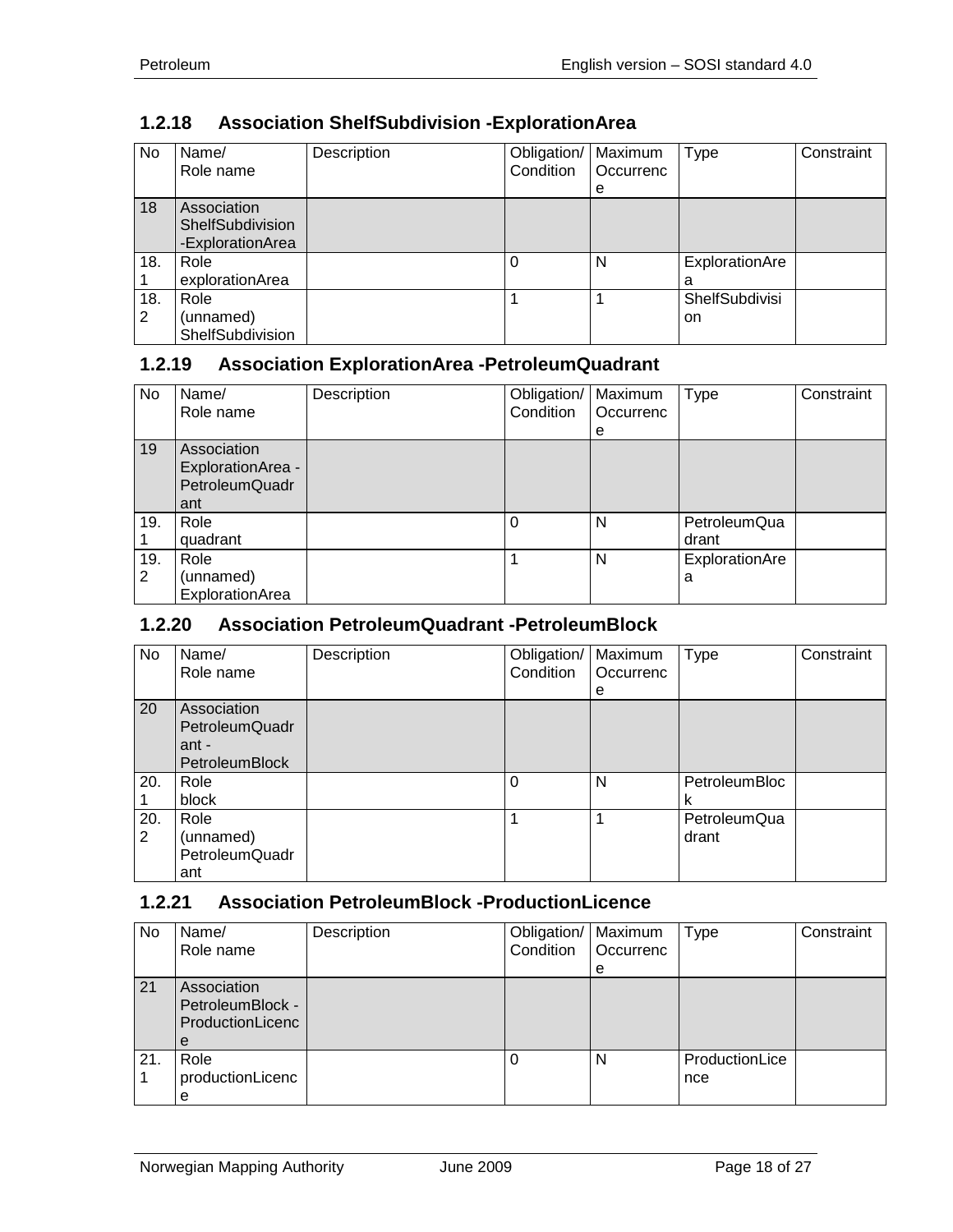### 1.2.18 Association ShelfSubdivision -ExplorationArea

| No | Name/ Role name | Description | Obligation/ Condition | Maximum Occurrence | Type | Constraint |
|---|---|---|---|---|---|---|
| 18 | Association ShelfSubdivision -ExplorationArea | | | | | |
| 18.1 | Role explorationArea | | 0 | N | ExplorationArea | |
| 18.2 | Role (unnamed) ShelfSubdivision | | 1 | 1 | ShelfSubdivision | |

### 1.2.19 Association ExplorationArea -PetroleumQuadrant

| No | Name/ Role name | Description | Obligation/ Condition | Maximum Occurrence | Type | Constraint |
|---|---|---|---|---|---|---|
| 19 | Association ExplorationArea -PetroleumQuadrant | | | | | |
| 19.1 | Role quadrant | | 0 | N | PetroleumQuadrant | |
| 19.2 | Role (unnamed) ExplorationArea | | 1 | N | ExplorationArea | |

### 1.2.20 Association PetroleumQuadrant -PetroleumBlock

| No | Name/ Role name | Description | Obligation/ Condition | Maximum Occurrence | Type | Constraint |
|---|---|---|---|---|---|---|
| 20 | Association PetroleumQuadrant -PetroleumBlock | | | | | |
| 20.1 | Role block | | 0 | N | PetroleumBlock | |
| 20.2 | Role (unnamed) PetroleumQuadrant | | 1 | 1 | PetroleumQuadrant | |

### 1.2.21 Association PetroleumBlock -ProductionLicence

| No | Name/ Role name | Description | Obligation/ Condition | Maximum Occurrence | Type | Constraint |
|---|---|---|---|---|---|---|
| 21 | Association PetroleumBlock -ProductionLicence | | | | | |
| 21.1 | Role productionLicence | | 0 | N | ProductionLicence | |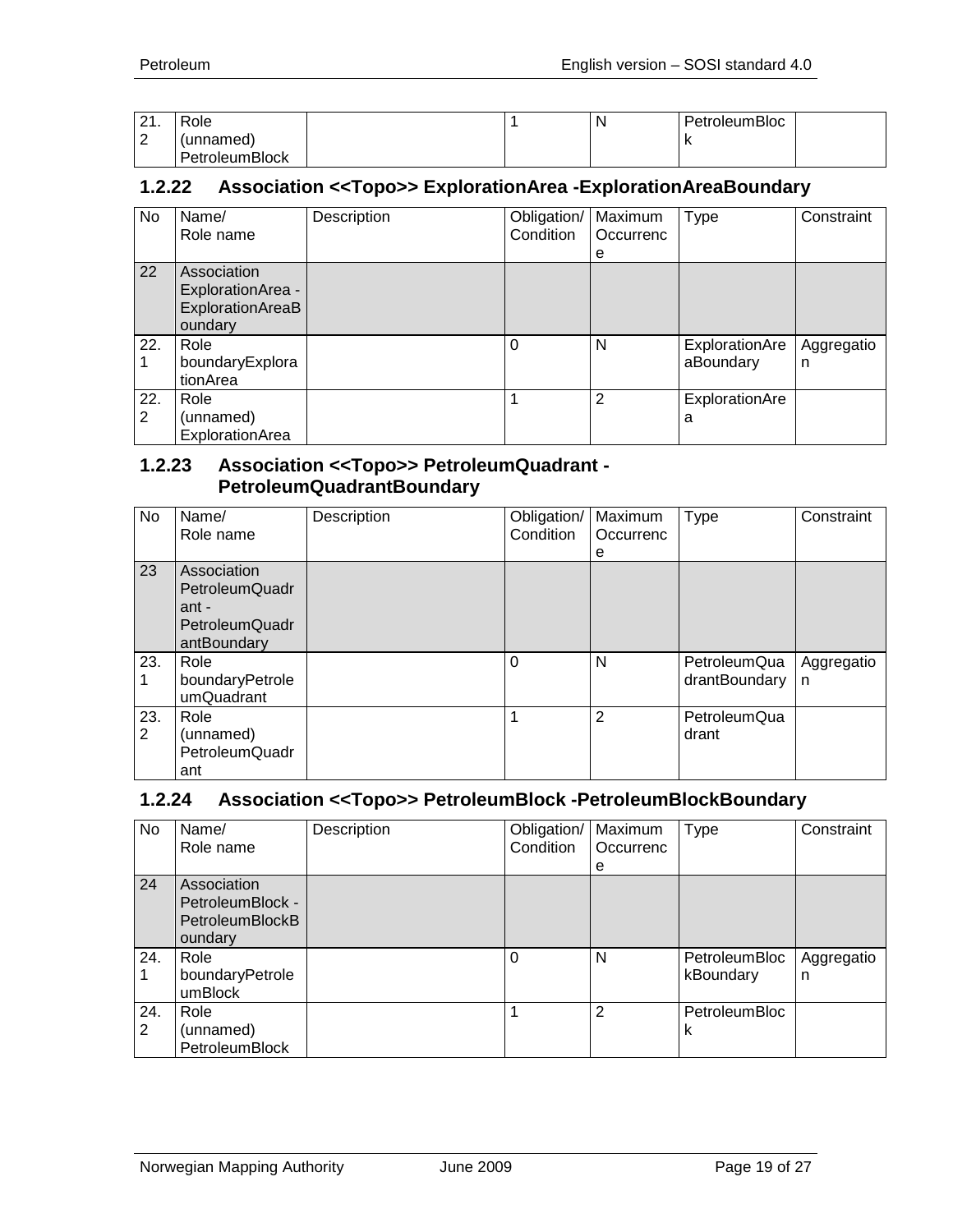| 21.2 | Role (unnamed) PetroleumBlock | | 1 | N | PetroleumBlock | |
|---|---|---|---|---|---|---|

### 1.2.22 Association <<Topo>> ExplorationArea -ExplorationAreaBoundary

| No | Name/ Role name | Description | Obligation/ Condition | Maximum Occurrence | Type | Constraint |
|---|---|---|---|---|---|---|
| 22 | Association ExplorationArea - ExplorationAreaBoundary | | | | | |
| 22.1 | Role boundaryExplorationArea | | 0 | N | ExplorationAreaBoundary | Aggregation |
| 22.2 | Role (unnamed) ExplorationArea | | 1 | 2 | ExplorationArea | |

### 1.2.23 Association <<Topo>> PetroleumQuadrant - PetroleumQuadrantBoundary

| No | Name/ Role name | Description | Obligation/ Condition | Maximum Occurrence | Type | Constraint |
|---|---|---|---|---|---|---|
| 23 | Association PetroleumQuadrant - PetroleumQuadrantBoundary | | | | | |
| 23.1 | Role boundaryPetroleumQuadrant | | 0 | N | PetroleumQuadrantBoundary | Aggregation |
| 23.2 | Role (unnamed) PetroleumQuadrant | | 1 | 2 | PetroleumQuadrant | |

### 1.2.24 Association <<Topo>> PetroleumBlock -PetroleumBlockBoundary

| No | Name/ Role name | Description | Obligation/ Condition | Maximum Occurrence | Type | Constraint |
|---|---|---|---|---|---|---|
| 24 | Association PetroleumBlock - PetroleumBlockBoundary | | | | | |
| 24.1 | Role boundaryPetroleumBlock | | 0 | N | PetroleumBlockBoundary | Aggregation |
| 24.2 | Role (unnamed) PetroleumBlock | | 1 | 2 | PetroleumBlock | |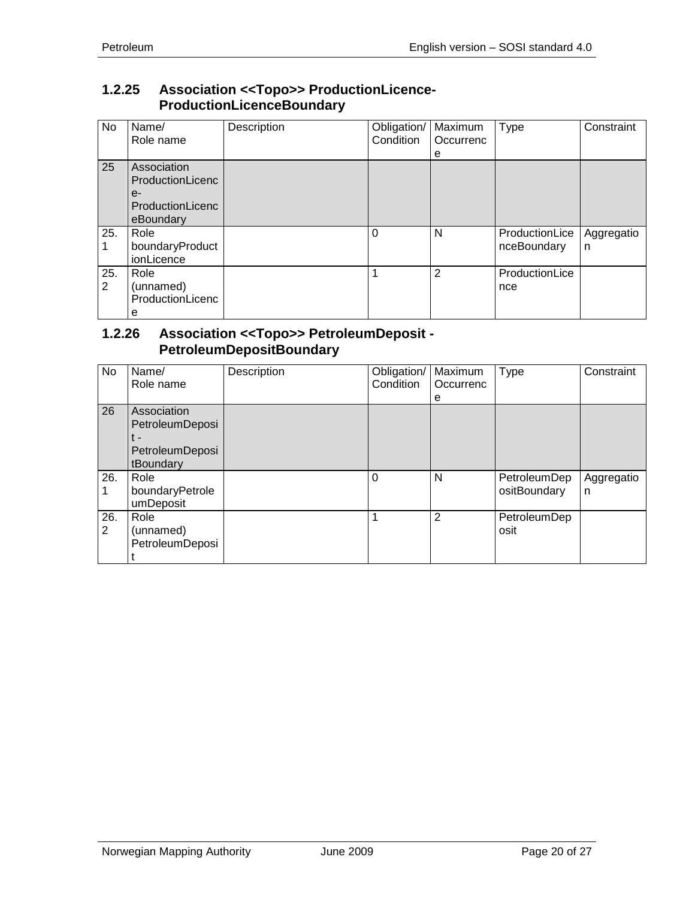### 1.2.25 Association <<Topo>> ProductionLicence-ProductionLicenceBoundary

| No | Name/ Role name | Description | Obligation/ Condition | Maximum Occurrence | Type | Constraint |
|---|---|---|---|---|---|---|
| 25 | Association ProductionLicence-ProductionLicenceBoundary | | | | | |
| 25.1 | Role boundaryProductionLicence | | 0 | N | ProductionLicenceBoundary | Aggregation |
| 25.2 | Role (unnamed) ProductionLicence | | 1 | 2 | ProductionLicence | |

### 1.2.26 Association <<Topo>> PetroleumDeposit - PetroleumDepositBoundary

| No | Name/ Role name | Description | Obligation/ Condition | Maximum Occurrence | Type | Constraint |
|---|---|---|---|---|---|---|
| 26 | Association PetroleumDeposit - PetroleumDepositBoundary | | | | | |
| 26.1 | Role boundaryPetroleumDeposit | | 0 | N | PetroleumDepositBoundary | Aggregation |
| 26.2 | Role (unnamed) PetroleumDeposit | | 1 | 2 | PetroleumDeposit | |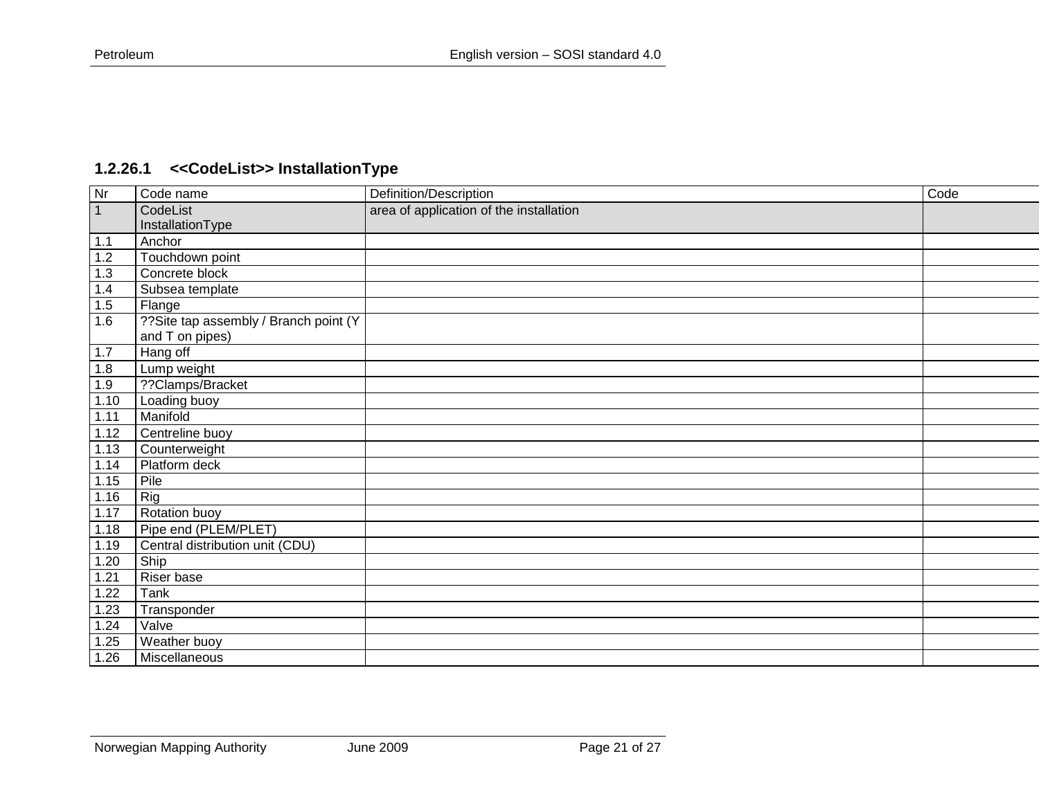### 1.2.26.1 <<CodeList>> InstallationType

| Nr | Code name | Definition/Description | Code |
|---|---|---|---|
| 1 | CodeList InstallationType | area of application of the installation | |
| 1.1 | Anchor | | |
| 1.2 | Touchdown point | | |
| 1.3 | Concrete block | | |
| 1.4 | Subsea template | | |
| 1.5 | Flange | | |
| 1.6 | ??Site tap assembly / Branch point (Y and T on pipes) | | |
| 1.7 | Hang off | | |
| 1.8 | Lump weight | | |
| 1.9 | ??Clamps/Bracket | | |
| 1.10 | Loading buoy | | |
| 1.11 | Manifold | | |
| 1.12 | Centreline buoy | | |
| 1.13 | Counterweight | | |
| 1.14 | Platform deck | | |
| 1.15 | Pile | | |
| 1.16 | Rig | | |
| 1.17 | Rotation buoy | | |
| 1.18 | Pipe end (PLEM/PLET) | | |
| 1.19 | Central distribution unit (CDU) | | |
| 1.20 | Ship | | |
| 1.21 | Riser base | | |
| 1.22 | Tank | | |
| 1.23 | Transponder | | |
| 1.24 | Valve | | |
| 1.25 | Weather buoy | | |
| 1.26 | Miscellaneous | | |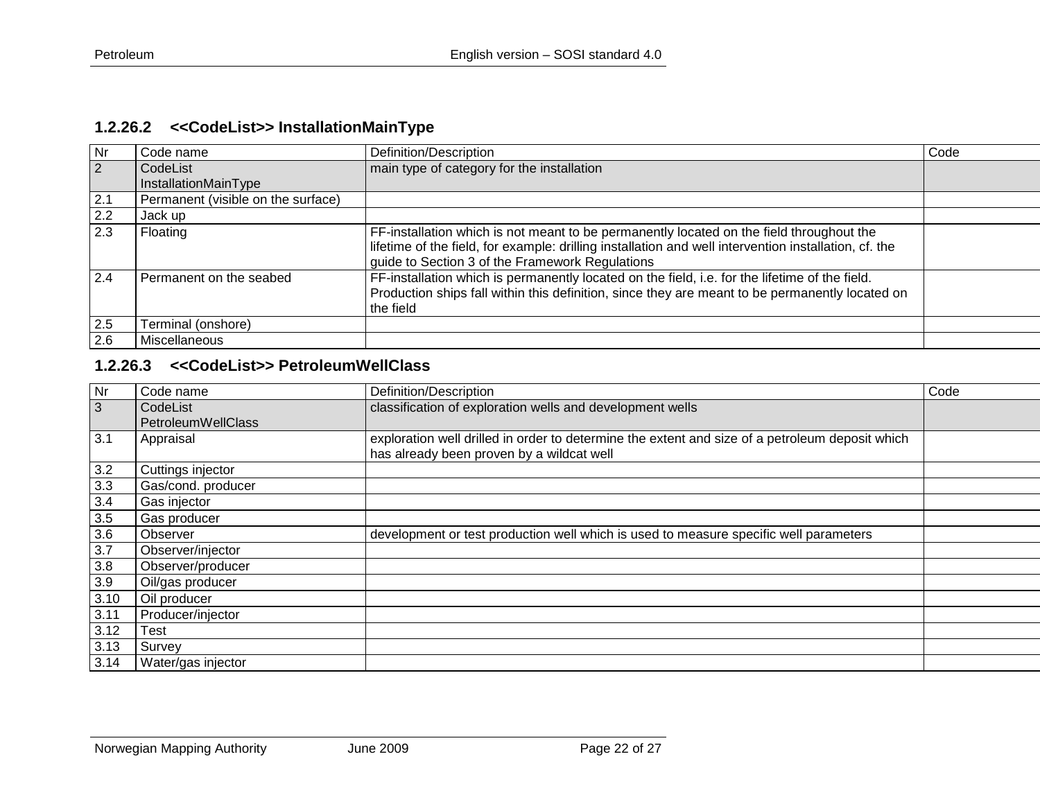### 1.2.26.2 <<CodeList>> InstallationMainType

| Nr | Code name | Definition/Description | Code |
|---|---|---|---|
| 2 | CodeList InstallationMainType | main type of category for the installation | |
| 2.1 | Permanent (visible on the surface) | | |
| 2.2 | Jack up | | |
| 2.3 | Floating | FF-installation which is not meant to be permanently located on the field throughout the lifetime of the field, for example: drilling installation and well intervention installation, cf. the guide to Section 3 of the Framework Regulations | |
| 2.4 | Permanent on the seabed | FF-installation which is permanently located on the field, i.e. for the lifetime of the field. Production ships fall within this definition, since they are meant to be permanently located on the field | |
| 2.5 | Terminal (onshore) | | |
| 2.6 | Miscellaneous | | |

### 1.2.26.3 <<CodeList>> PetroleumWellClass

| Nr | Code name | Definition/Description | Code |
|---|---|---|---|
| 3 | CodeList PetroleumWellClass | classification of exploration wells and development wells | |
| 3.1 | Appraisal | exploration well drilled in order to determine the extent and size of a petroleum deposit which has already been proven by a wildcat well | |
| 3.2 | Cuttings injector | | |
| 3.3 | Gas/cond. producer | | |
| 3.4 | Gas injector | | |
| 3.5 | Gas producer | | |
| 3.6 | Observer | development or test production well which is used to measure specific well parameters | |
| 3.7 | Observer/injector | | |
| 3.8 | Observer/producer | | |
| 3.9 | Oil/gas producer | | |
| 3.10 | Oil producer | | |
| 3.11 | Producer/injector | | |
| 3.12 | Test | | |
| 3.13 | Survey | | |
| 3.14 | Water/gas injector | | |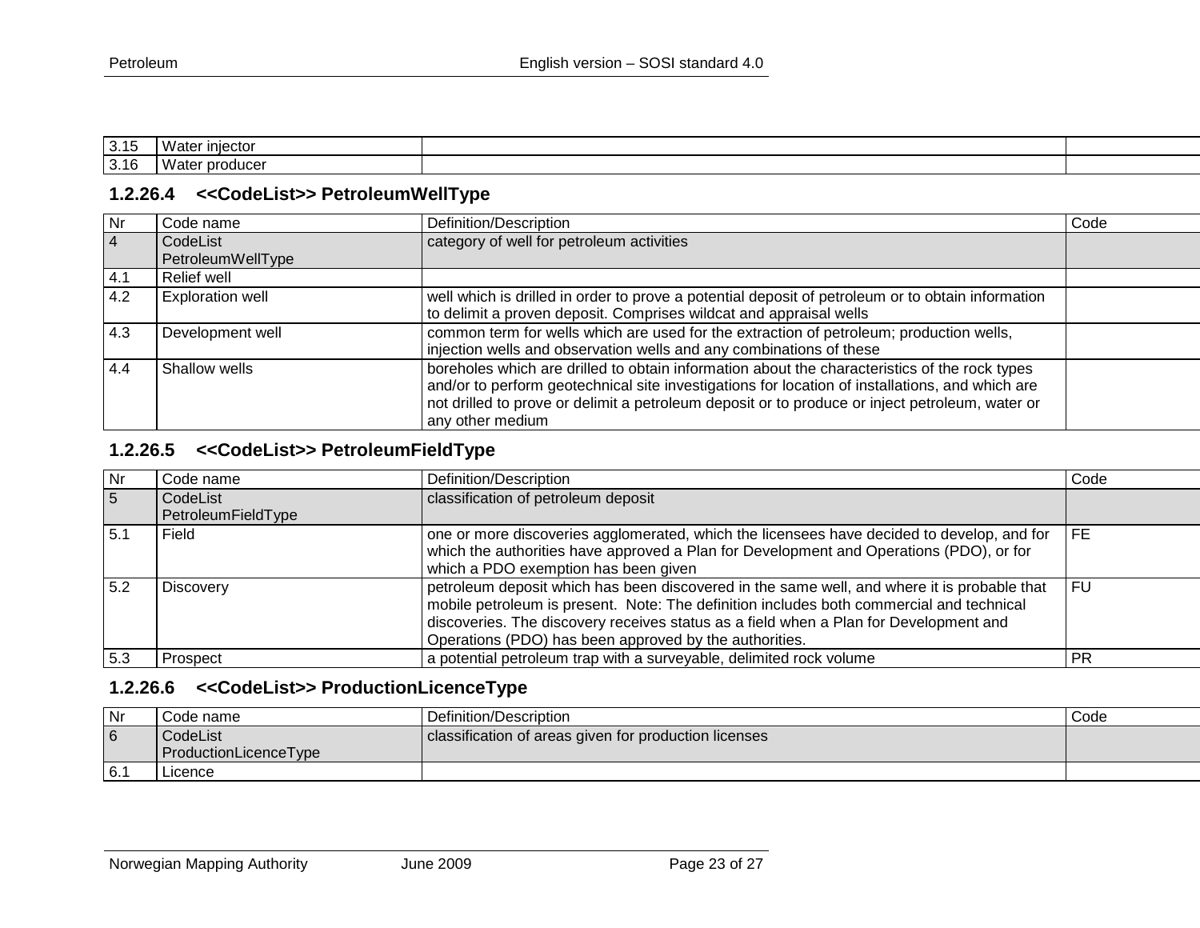| 3.15 | Water injector | | |
|---|---|---|---|
| 3.16 | Water producer | | |

### 1.2.26.4 <<CodeList>> PetroleumWellType

| Nr | Code name | Definition/Description | Code |
|---|---|---|---|
| 4 | CodeList PetroleumWellType | category of well for petroleum activities | |
| 4.1 | Relief well | | |
| 4.2 | Exploration well | well which is drilled in order to prove a potential deposit of petroleum or to obtain information to delimit a proven deposit. Comprises wildcat and appraisal wells | |
| 4.3 | Development well | common term for wells which are used for the extraction of petroleum; production wells, injection wells and observation wells and any combinations of these | |
| 4.4 | Shallow wells | boreholes which are drilled to obtain information about the characteristics of the rock types and/or to perform geotechnical site investigations for location of installations, and which are not drilled to prove or delimit a petroleum deposit or to produce or inject petroleum, water or any other medium | |

### 1.2.26.5 <<CodeList>> PetroleumFieldType

| Nr | Code name | Definition/Description | Code |
|---|---|---|---|
| 5 | CodeList PetroleumFieldType | classification of petroleum deposit | |
| 5.1 | Field | one or more discoveries agglomerated, which the licensees have decided to develop, and for which the authorities have approved a Plan for Development and Operations (PDO), or for which a PDO exemption has been given | FE |
| 5.2 | Discovery | petroleum deposit which has been discovered in the same well, and where it is probable that mobile petroleum is present. Note: The definition includes both commercial and technical discoveries. The discovery receives status as a field when a Plan for Development and Operations (PDO) has been approved by the authorities. | FU |
| 5.3 | Prospect | a potential petroleum trap with a surveyable, delimited rock volume | PR |

### 1.2.26.6 <<CodeList>> ProductionLicenceType

| Nr | Code name | Definition/Description | Code |
|---|---|---|---|
| 6 | CodeList ProductionLicenceType | classification of areas given for production licenses | |
| 6.1 | Licence | | |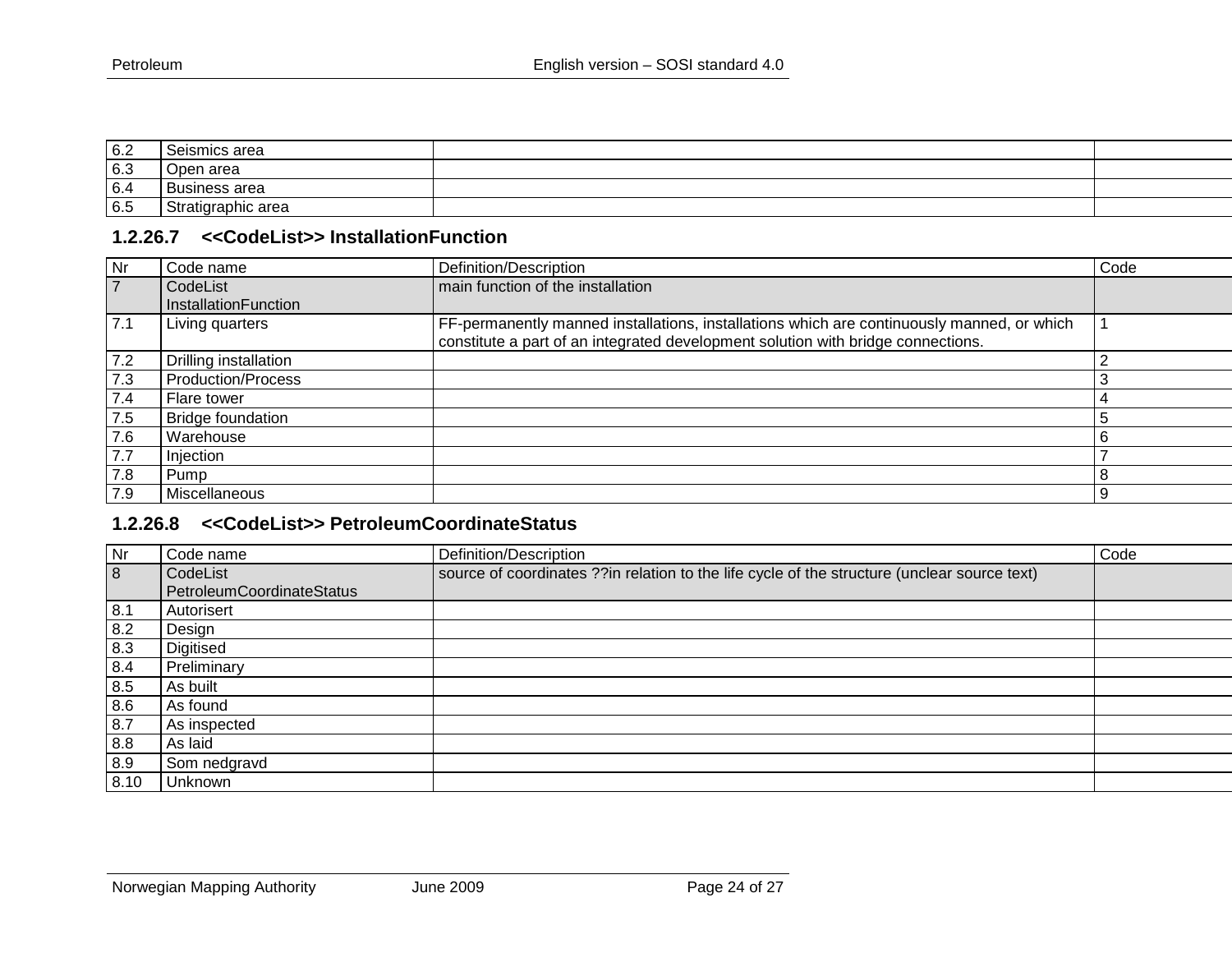| 6.2 | Seismics area | | |
|---|---|---|---|
| 6.3 | Open area | | |
| 6.4 | Business area | | |
| 6.5 | Stratigraphic area | | |

### 1.2.26.7 <<CodeList>> InstallationFunction

| Nr | Code name | Definition/Description | Code |
|---|---|---|---|
| 7 | CodeList InstallationFunction | main function of the installation | |
| 7.1 | Living quarters | FF-permanently manned installations, installations which are continuously manned, or which constitute a part of an integrated development solution with bridge connections. | 1 |
| 7.2 | Drilling installation | | 2 |
| 7.3 | Production/Process | | 3 |
| 7.4 | Flare tower | | 4 |
| 7.5 | Bridge foundation | | 5 |
| 7.6 | Warehouse | | 6 |
| 7.7 | Injection | | 7 |
| 7.8 | Pump | | 8 |
| 7.9 | Miscellaneous | | 9 |

### 1.2.26.8 <<CodeList>> PetroleumCoordinateStatus

| Nr | Code name | Definition/Description | Code |
|---|---|---|---|
| 8 | CodeList PetroleumCoordinateStatus | source of coordinates ??in relation to the life cycle of the structure (unclear source text) | |
| 8.1 | Autorisert | | |
| 8.2 | Design | | |
| 8.3 | Digitised | | |
| 8.4 | Preliminary | | |
| 8.5 | As built | | |
| 8.6 | As found | | |
| 8.7 | As inspected | | |
| 8.8 | As laid | | |
| 8.9 | Som nedgravd | | |
| 8.10 | Unknown | | |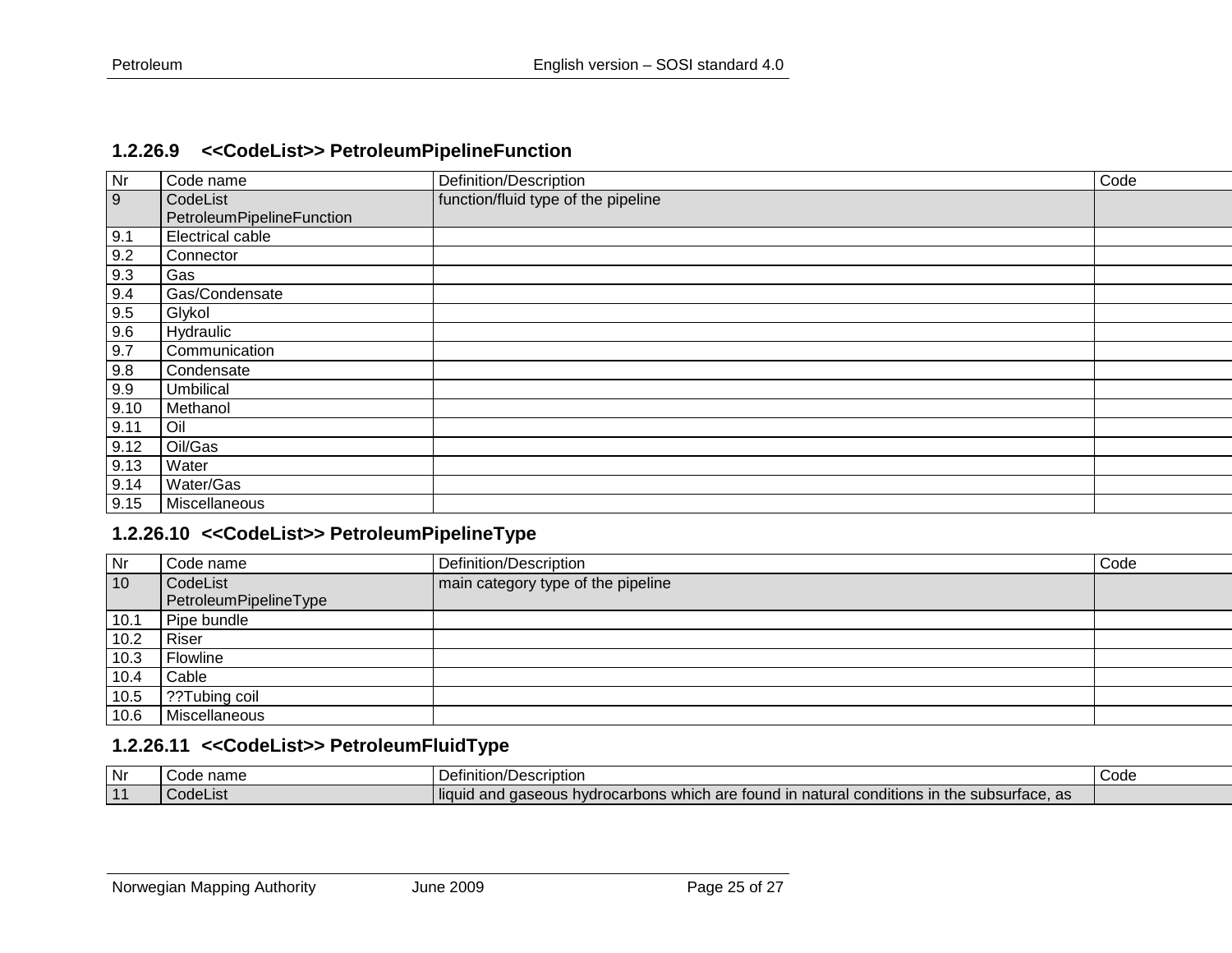### 1.2.26.9 <<CodeList>> PetroleumPipelineFunction

| Nr | Code name | Definition/Description | Code |
|---|---|---|---|
| 9 | CodeList PetroleumPipelineFunction | function/fluid type of the pipeline | |
| 9.1 | Electrical cable | | |
| 9.2 | Connector | | |
| 9.3 | Gas | | |
| 9.4 | Gas/Condensate | | |
| 9.5 | Glykol | | |
| 9.6 | Hydraulic | | |
| 9.7 | Communication | | |
| 9.8 | Condensate | | |
| 9.9 | Umbilical | | |
| 9.10 | Methanol | | |
| 9.11 | Oil | | |
| 9.12 | Oil/Gas | | |
| 9.13 | Water | | |
| 9.14 | Water/Gas | | |
| 9.15 | Miscellaneous | | |

### 1.2.26.10 <<CodeList>> PetroleumPipelineType

| Nr | Code name | Definition/Description | Code |
|---|---|---|---|
| 10 | CodeList PetroleumPipelineType | main category type of the pipeline | |
| 10.1 | Pipe bundle | | |
| 10.2 | Riser | | |
| 10.3 | Flowline | | |
| 10.4 | Cable | | |
| 10.5 | ??Tubing coil | | |
| 10.6 | Miscellaneous | | |

### 1.2.26.11 <<CodeList>> PetroleumFluidType

| Nr | Code name | Definition/Description | Code |
|---|---|---|---|
| 11 | CodeList | liquid and gaseous hydrocarbons which are found in natural conditions in the subsurface, as | |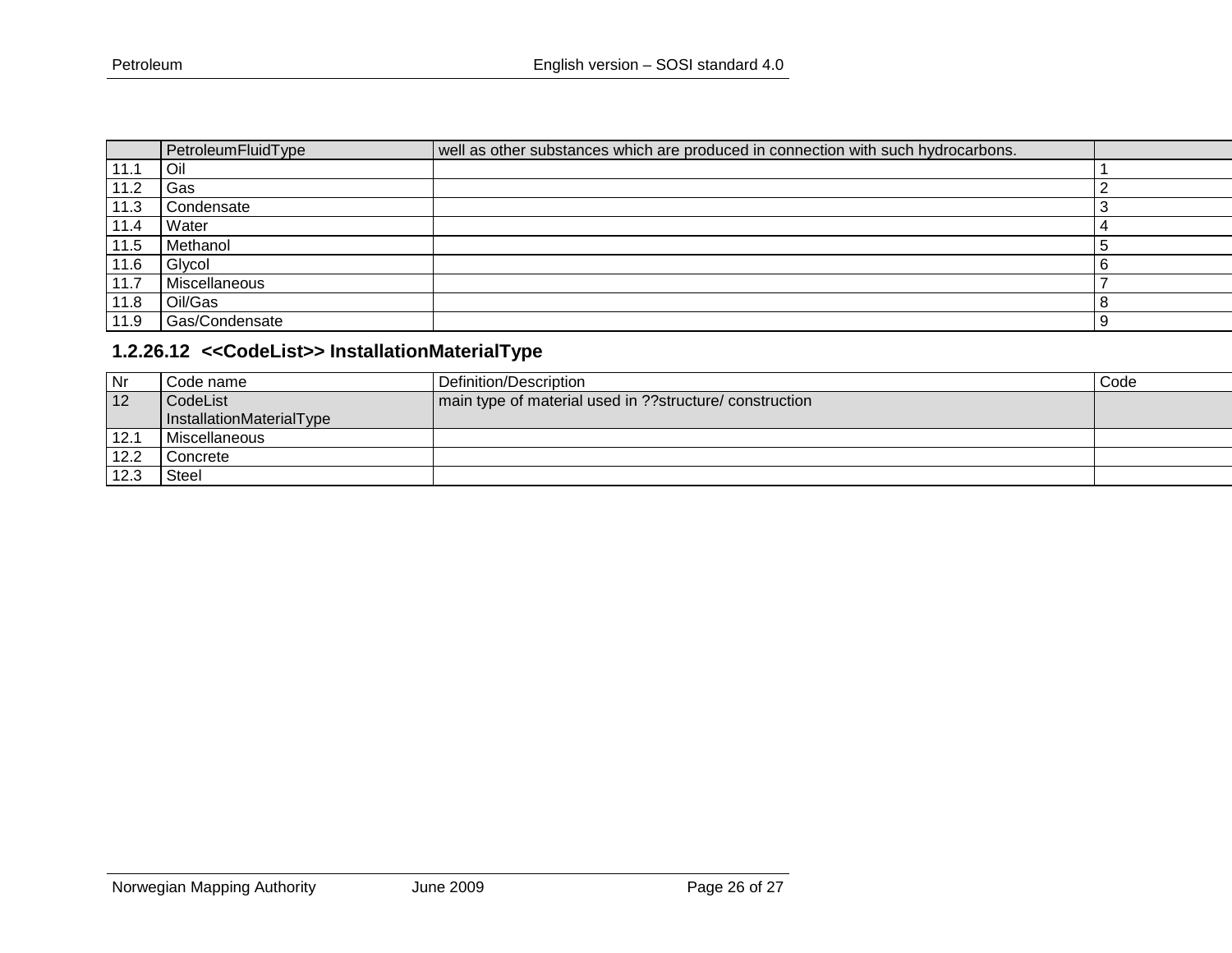| | | | |
|---|---|---|---|
| | PetroleumFluidType | well as other substances which are produced in connection with such hydrocarbons. | |
| 11.1 | Oil | | 1 |
| 11.2 | Gas | | 2 |
| 11.3 | Condensate | | 3 |
| 11.4 | Water | | 4 |
| 11.5 | Methanol | | 5 |
| 11.6 | Glycol | | 6 |
| 11.7 | Miscellaneous | | 7 |
| 11.8 | Oil/Gas | | 8 |
| 11.9 | Gas/Condensate | | 9 |

### 1.2.26.12 <<CodeList>> InstallationMaterialType

| Nr | Code name | Definition/Description | Code |
|---|---|---|---|
| 12 | CodeList InstallationMaterialType | main type of material used in ??structure/ construction | |
| 12.1 | Miscellaneous | | |
| 12.2 | Concrete | | |
| 12.3 | Steel | | |